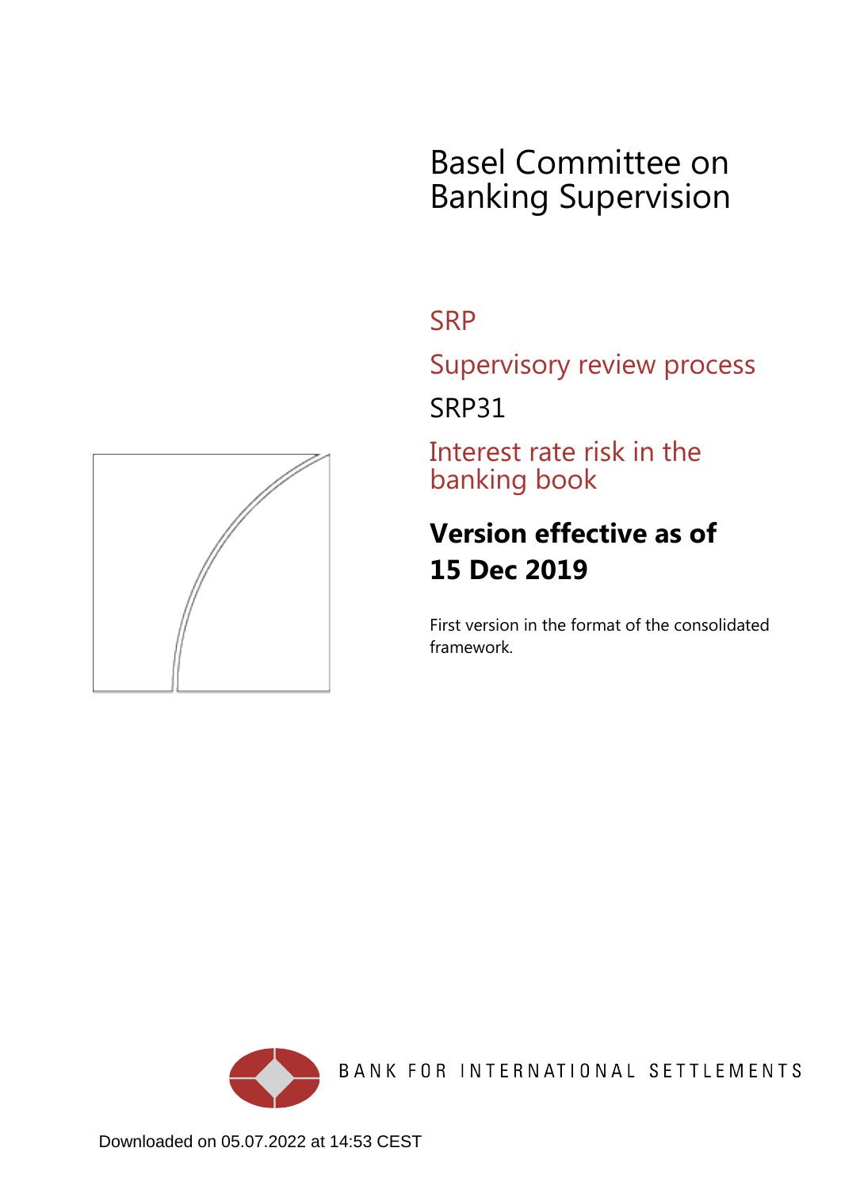# Basel Committee on Banking Supervision

## SRP

## Supervisory review process

## SRP31

## Interest rate risk in the banking book

**Version effective as of 15 Dec 2019**

First version in the format of the consolidated framework.

BANK FOR INTERNATIONAL SETTLEMENTS

Downloaded on 05.07.2022 at 14:53 CEST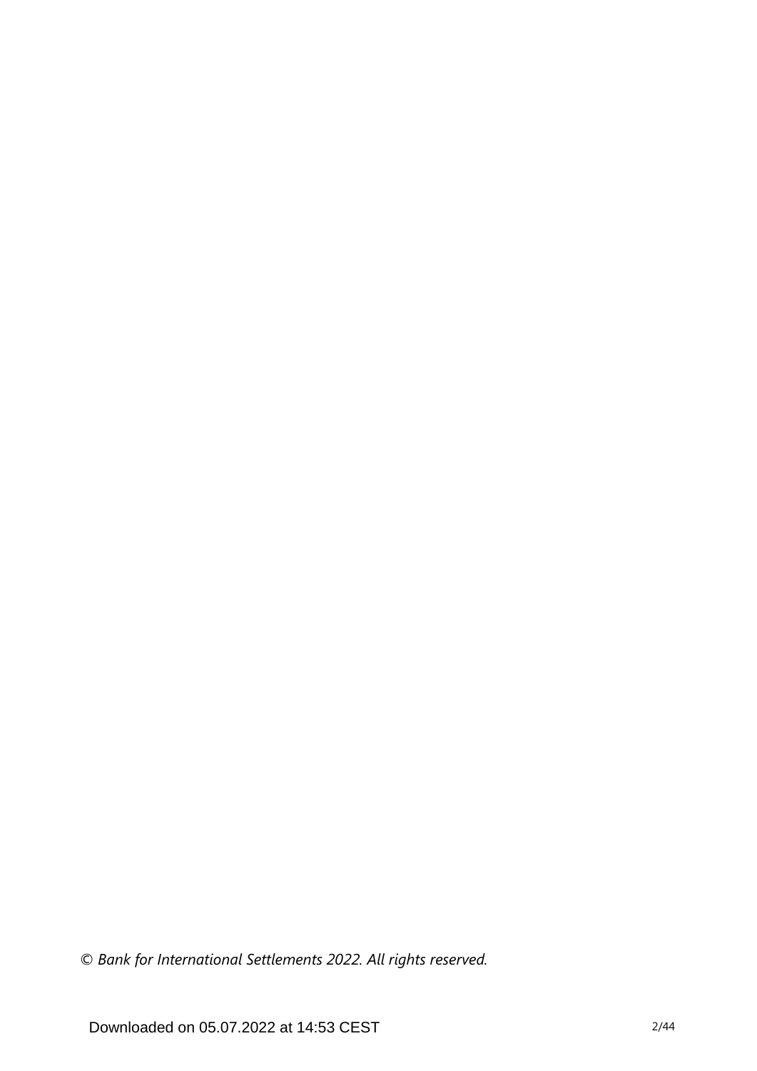*© Bank for International Settlements 2022. All rights reserved.*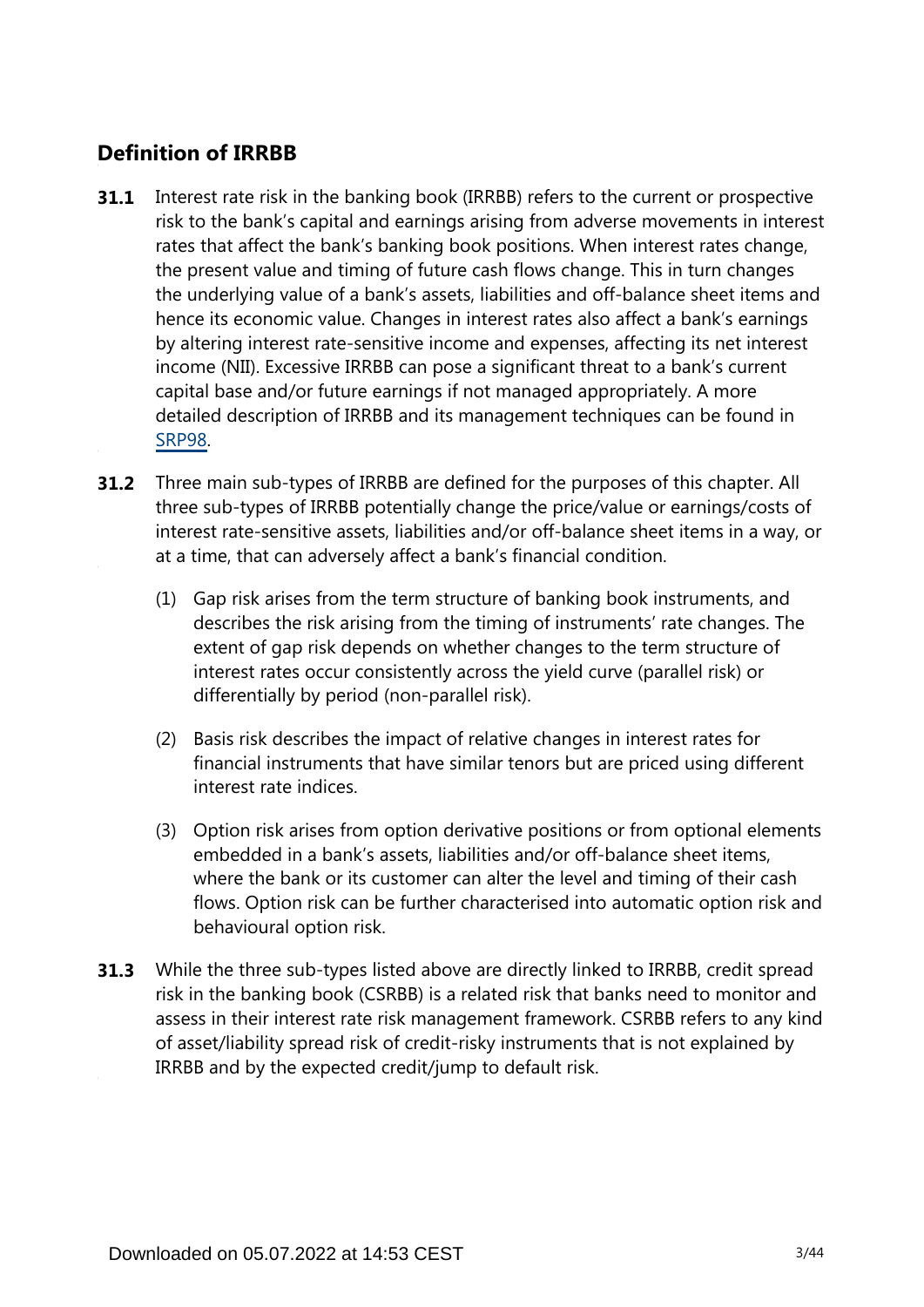## Definition of IRRBB

**31.1** Interest rate risk in the banking book (IRRBB) refers to the current or prospective risk to the bank's capital and earnings arising from adverse movements in interest rates that affect the bank's banking book positions. When interest rates change, the present value and timing of future cash flows change. This in turn changes the underlying value of a bank's assets, liabilities and off-balance sheet items and hence its economic value. Changes in interest rates also affect a bank's earnings by altering interest rate-sensitive income and expenses, affecting its net interest income (NII). Excessive IRRBB can pose a significant threat to a bank's current capital base and/or future earnings if not managed appropriately. A more detailed description of IRRBB and its management techniques can be found in SRP98.

**31.2** Three main sub-types of IRRBB are defined for the purposes of this chapter. All three sub-types of IRRBB potentially change the price/value or earnings/costs of interest rate-sensitive assets, liabilities and/or off-balance sheet items in a way, or at a time, that can adversely affect a bank's financial condition.

(1) Gap risk arises from the term structure of banking book instruments, and describes the risk arising from the timing of instruments' rate changes. The extent of gap risk depends on whether changes to the term structure of interest rates occur consistently across the yield curve (parallel risk) or differentially by period (non-parallel risk).

(2) Basis risk describes the impact of relative changes in interest rates for financial instruments that have similar tenors but are priced using different interest rate indices.

(3) Option risk arises from option derivative positions or from optional elements embedded in a bank's assets, liabilities and/or off-balance sheet items, where the bank or its customer can alter the level and timing of their cash flows. Option risk can be further characterised into automatic option risk and behavioural option risk.

**31.3** While the three sub-types listed above are directly linked to IRRBB, credit spread risk in the banking book (CSRBB) is a related risk that banks need to monitor and assess in their interest rate risk management framework. CSRBB refers to any kind of asset/liability spread risk of credit-risky instruments that is not explained by IRRBB and by the expected credit/jump to default risk.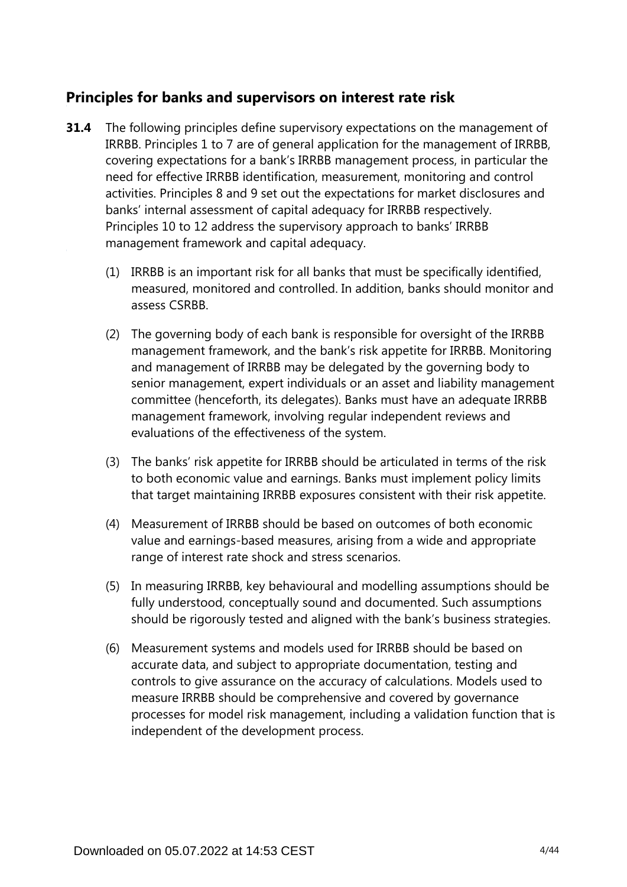## Principles for banks and supervisors on interest rate risk

**31.4** The following principles define supervisory expectations on the management of IRRBB. Principles 1 to 7 are of general application for the management of IRRBB, covering expectations for a bank's IRRBB management process, in particular the need for effective IRRBB identification, measurement, monitoring and control activities. Principles 8 and 9 set out the expectations for market disclosures and banks' internal assessment of capital adequacy for IRRBB respectively. Principles 10 to 12 address the supervisory approach to banks' IRRBB management framework and capital adequacy.

(1) IRRBB is an important risk for all banks that must be specifically identified, measured, monitored and controlled. In addition, banks should monitor and assess CSRBB.

(2) The governing body of each bank is responsible for oversight of the IRRBB management framework, and the bank's risk appetite for IRRBB. Monitoring and management of IRRBB may be delegated by the governing body to senior management, expert individuals or an asset and liability management committee (henceforth, its delegates). Banks must have an adequate IRRBB management framework, involving regular independent reviews and evaluations of the effectiveness of the system.

(3) The banks' risk appetite for IRRBB should be articulated in terms of the risk to both economic value and earnings. Banks must implement policy limits that target maintaining IRRBB exposures consistent with their risk appetite.

(4) Measurement of IRRBB should be based on outcomes of both economic value and earnings-based measures, arising from a wide and appropriate range of interest rate shock and stress scenarios.

(5) In measuring IRRBB, key behavioural and modelling assumptions should be fully understood, conceptually sound and documented. Such assumptions should be rigorously tested and aligned with the bank's business strategies.

(6) Measurement systems and models used for IRRBB should be based on accurate data, and subject to appropriate documentation, testing and controls to give assurance on the accuracy of calculations. Models used to measure IRRBB should be comprehensive and covered by governance processes for model risk management, including a validation function that is independent of the development process.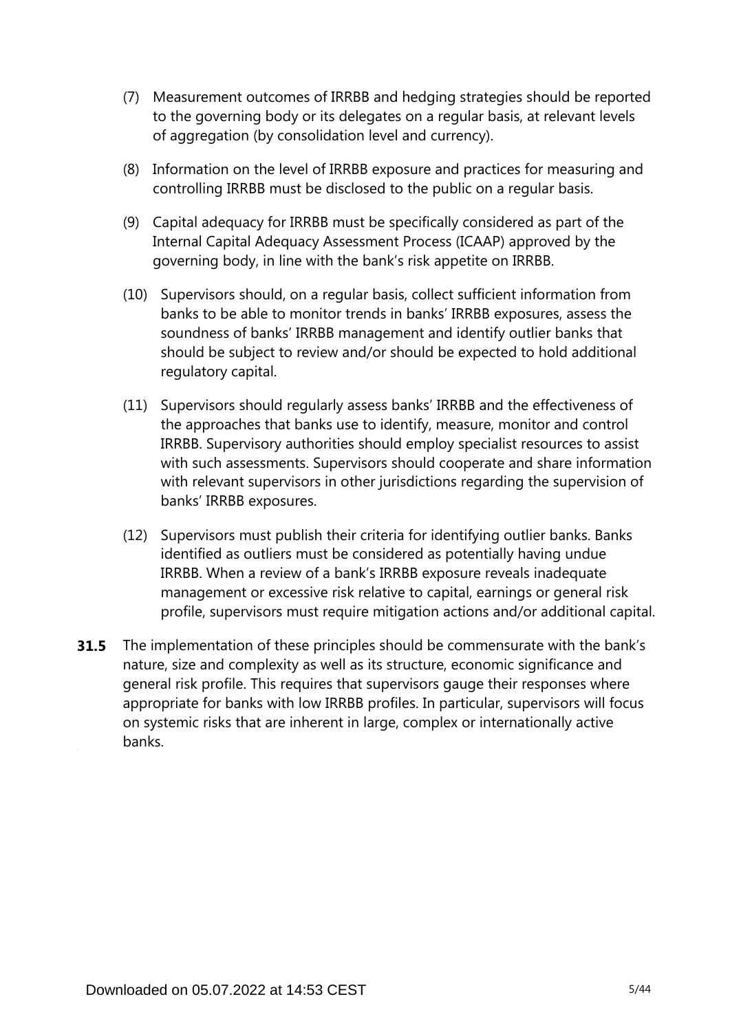(7) Measurement outcomes of IRRBB and hedging strategies should be reported to the governing body or its delegates on a regular basis, at relevant levels of aggregation (by consolidation level and currency).

(8) Information on the level of IRRBB exposure and practices for measuring and controlling IRRBB must be disclosed to the public on a regular basis.

(9) Capital adequacy for IRRBB must be specifically considered as part of the Internal Capital Adequacy Assessment Process (ICAAP) approved by the governing body, in line with the bank's risk appetite on IRRBB.

(10) Supervisors should, on a regular basis, collect sufficient information from banks to be able to monitor trends in banks' IRRBB exposures, assess the soundness of banks' IRRBB management and identify outlier banks that should be subject to review and/or should be expected to hold additional regulatory capital.

(11) Supervisors should regularly assess banks' IRRBB and the effectiveness of the approaches that banks use to identify, measure, monitor and control IRRBB. Supervisory authorities should employ specialist resources to assist with such assessments. Supervisors should cooperate and share information with relevant supervisors in other jurisdictions regarding the supervision of banks' IRRBB exposures.

(12) Supervisors must publish their criteria for identifying outlier banks. Banks identified as outliers must be considered as potentially having undue IRRBB. When a review of a bank's IRRBB exposure reveals inadequate management or excessive risk relative to capital, earnings or general risk profile, supervisors must require mitigation actions and/or additional capital.

**31.5** The implementation of these principles should be commensurate with the bank's nature, size and complexity as well as its structure, economic significance and general risk profile. This requires that supervisors gauge their responses where appropriate for banks with low IRRBB profiles. In particular, supervisors will focus on systemic risks that are inherent in large, complex or internationally active banks.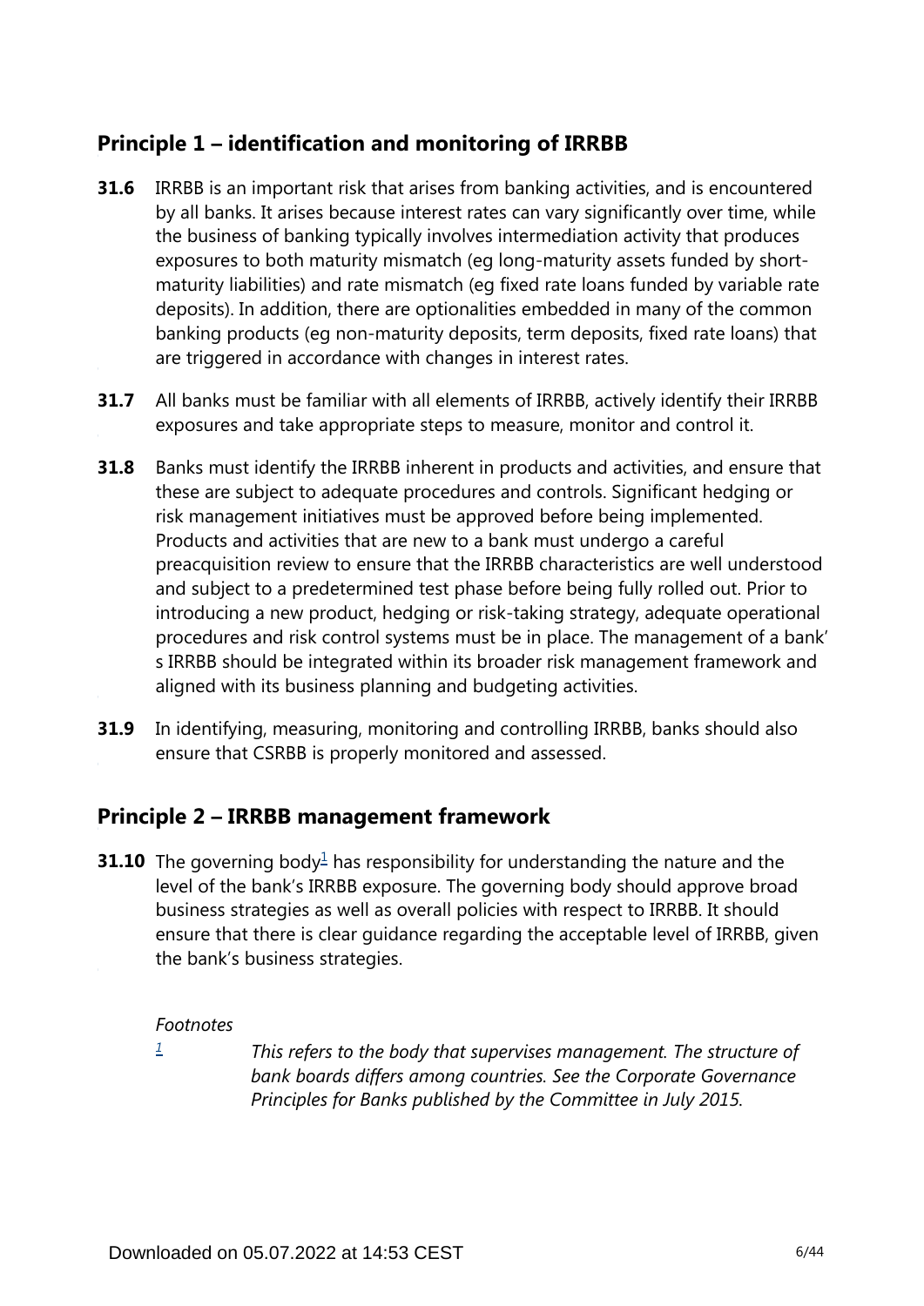## Principle 1 – identification and monitoring of IRRBB

**31.6** IRRBB is an important risk that arises from banking activities, and is encountered by all banks. It arises because interest rates can vary significantly over time, while the business of banking typically involves intermediation activity that produces exposures to both maturity mismatch (eg long-maturity assets funded by short-maturity liabilities) and rate mismatch (eg fixed rate loans funded by variable rate deposits). In addition, there are optionalities embedded in many of the common banking products (eg non-maturity deposits, term deposits, fixed rate loans) that are triggered in accordance with changes in interest rates.

**31.7** All banks must be familiar with all elements of IRRBB, actively identify their IRRBB exposures and take appropriate steps to measure, monitor and control it.

**31.8** Banks must identify the IRRBB inherent in products and activities, and ensure that these are subject to adequate procedures and controls. Significant hedging or risk management initiatives must be approved before being implemented. Products and activities that are new to a bank must undergo a careful preacquisition review to ensure that the IRRBB characteristics are well understood and subject to a predetermined test phase before being fully rolled out. Prior to introducing a new product, hedging or risk-taking strategy, adequate operational procedures and risk control systems must be in place. The management of a bank's IRRBB should be integrated within its broader risk management framework and aligned with its business planning and budgeting activities.

**31.9** In identifying, measuring, monitoring and controlling IRRBB, banks should also ensure that CSRBB is properly monitored and assessed.

## Principle 2 – IRRBB management framework

**31.10** The governing body[1] has responsibility for understanding the nature and the level of the bank's IRRBB exposure. The governing body should approve broad business strategies as well as overall policies with respect to IRRBB. It should ensure that there is clear guidance regarding the acceptable level of IRRBB, given the bank's business strategies.

*Footnotes*

[1] *This refers to the body that supervises management. The structure of bank boards differs among countries. See the Corporate Governance Principles for Banks published by the Committee in July 2015.*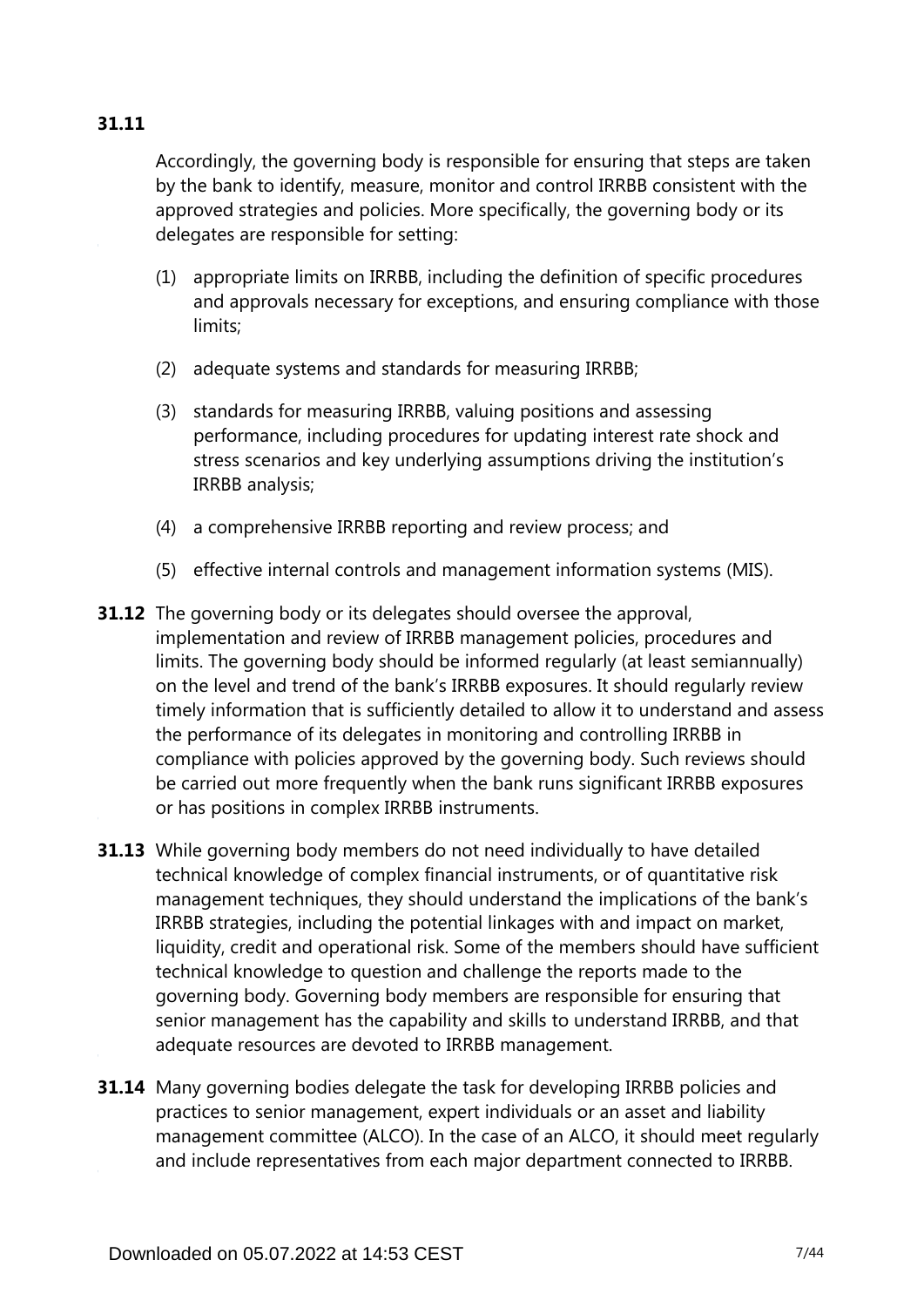**31.11**

Accordingly, the governing body is responsible for ensuring that steps are taken by the bank to identify, measure, monitor and control IRRBB consistent with the approved strategies and policies. More specifically, the governing body or its delegates are responsible for setting:

(1) appropriate limits on IRRBB, including the definition of specific procedures and approvals necessary for exceptions, and ensuring compliance with those limits;

(2) adequate systems and standards for measuring IRRBB;

(3) standards for measuring IRRBB, valuing positions and assessing performance, including procedures for updating interest rate shock and stress scenarios and key underlying assumptions driving the institution's IRRBB analysis;

(4) a comprehensive IRRBB reporting and review process; and

(5) effective internal controls and management information systems (MIS).

**31.12** The governing body or its delegates should oversee the approval, implementation and review of IRRBB management policies, procedures and limits. The governing body should be informed regularly (at least semiannually) on the level and trend of the bank's IRRBB exposures. It should regularly review timely information that is sufficiently detailed to allow it to understand and assess the performance of its delegates in monitoring and controlling IRRBB in compliance with policies approved by the governing body. Such reviews should be carried out more frequently when the bank runs significant IRRBB exposures or has positions in complex IRRBB instruments.

**31.13** While governing body members do not need individually to have detailed technical knowledge of complex financial instruments, or of quantitative risk management techniques, they should understand the implications of the bank's IRRBB strategies, including the potential linkages with and impact on market, liquidity, credit and operational risk. Some of the members should have sufficient technical knowledge to question and challenge the reports made to the governing body. Governing body members are responsible for ensuring that senior management has the capability and skills to understand IRRBB, and that adequate resources are devoted to IRRBB management.

**31.14** Many governing bodies delegate the task for developing IRRBB policies and practices to senior management, expert individuals or an asset and liability management committee (ALCO). In the case of an ALCO, it should meet regularly and include representatives from each major department connected to IRRBB.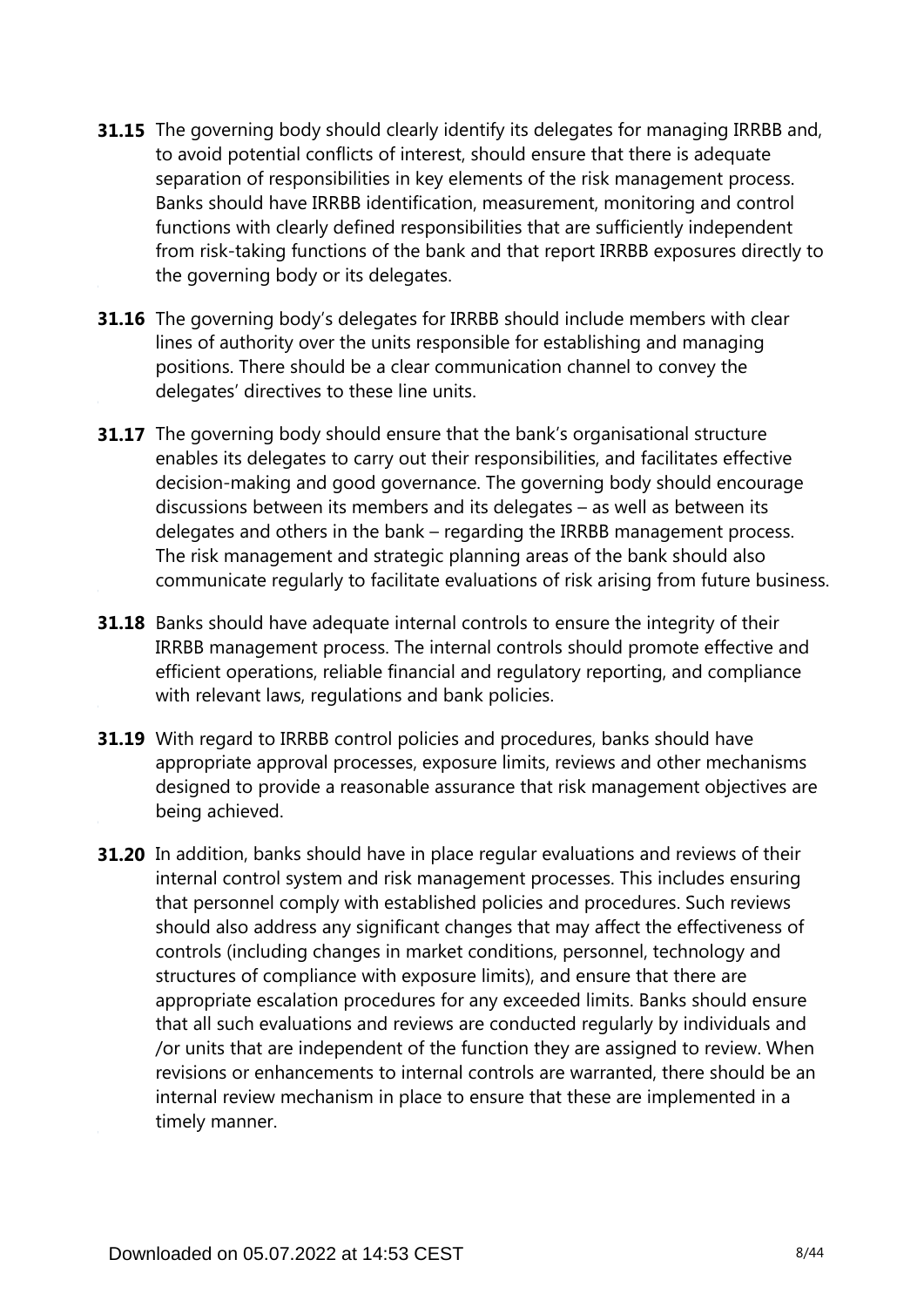**31.15** The governing body should clearly identify its delegates for managing IRRBB and, to avoid potential conflicts of interest, should ensure that there is adequate separation of responsibilities in key elements of the risk management process. Banks should have IRRBB identification, measurement, monitoring and control functions with clearly defined responsibilities that are sufficiently independent from risk-taking functions of the bank and that report IRRBB exposures directly to the governing body or its delegates.

**31.16** The governing body's delegates for IRRBB should include members with clear lines of authority over the units responsible for establishing and managing positions. There should be a clear communication channel to convey the delegates' directives to these line units.

**31.17** The governing body should ensure that the bank's organisational structure enables its delegates to carry out their responsibilities, and facilitates effective decision-making and good governance. The governing body should encourage discussions between its members and its delegates – as well as between its delegates and others in the bank – regarding the IRRBB management process. The risk management and strategic planning areas of the bank should also communicate regularly to facilitate evaluations of risk arising from future business.

**31.18** Banks should have adequate internal controls to ensure the integrity of their IRRBB management process. The internal controls should promote effective and efficient operations, reliable financial and regulatory reporting, and compliance with relevant laws, regulations and bank policies.

**31.19** With regard to IRRBB control policies and procedures, banks should have appropriate approval processes, exposure limits, reviews and other mechanisms designed to provide a reasonable assurance that risk management objectives are being achieved.

**31.20** In addition, banks should have in place regular evaluations and reviews of their internal control system and risk management processes. This includes ensuring that personnel comply with established policies and procedures. Such reviews should also address any significant changes that may affect the effectiveness of controls (including changes in market conditions, personnel, technology and structures of compliance with exposure limits), and ensure that there are appropriate escalation procedures for any exceeded limits. Banks should ensure that all such evaluations and reviews are conducted regularly by individuals and /or units that are independent of the function they are assigned to review. When revisions or enhancements to internal controls are warranted, there should be an internal review mechanism in place to ensure that these are implemented in a timely manner.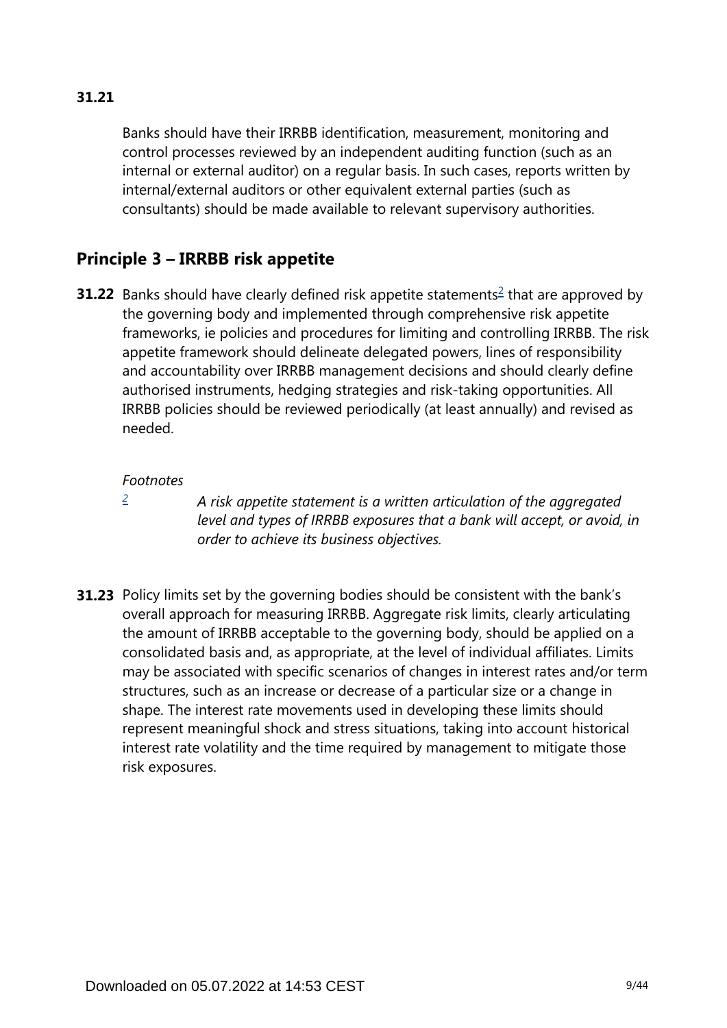**31.21**

Banks should have their IRRBB identification, measurement, monitoring and control processes reviewed by an independent auditing function (such as an internal or external auditor) on a regular basis. In such cases, reports written by internal/external auditors or other equivalent external parties (such as consultants) should be made available to relevant supervisory authorities.

## Principle 3 – IRRBB risk appetite

**31.22** Banks should have clearly defined risk appetite statements[2] that are approved by the governing body and implemented through comprehensive risk appetite frameworks, ie policies and procedures for limiting and controlling IRRBB. The risk appetite framework should delineate delegated powers, lines of responsibility and accountability over IRRBB management decisions and should clearly define authorised instruments, hedging strategies and risk-taking opportunities. All IRRBB policies should be reviewed periodically (at least annually) and revised as needed.

*Footnotes*

[2] *A risk appetite statement is a written articulation of the aggregated level and types of IRRBB exposures that a bank will accept, or avoid, in order to achieve its business objectives.*

**31.23** Policy limits set by the governing bodies should be consistent with the bank's overall approach for measuring IRRBB. Aggregate risk limits, clearly articulating the amount of IRRBB acceptable to the governing body, should be applied on a consolidated basis and, as appropriate, at the level of individual affiliates. Limits may be associated with specific scenarios of changes in interest rates and/or term structures, such as an increase or decrease of a particular size or a change in shape. The interest rate movements used in developing these limits should represent meaningful shock and stress situations, taking into account historical interest rate volatility and the time required by management to mitigate those risk exposures.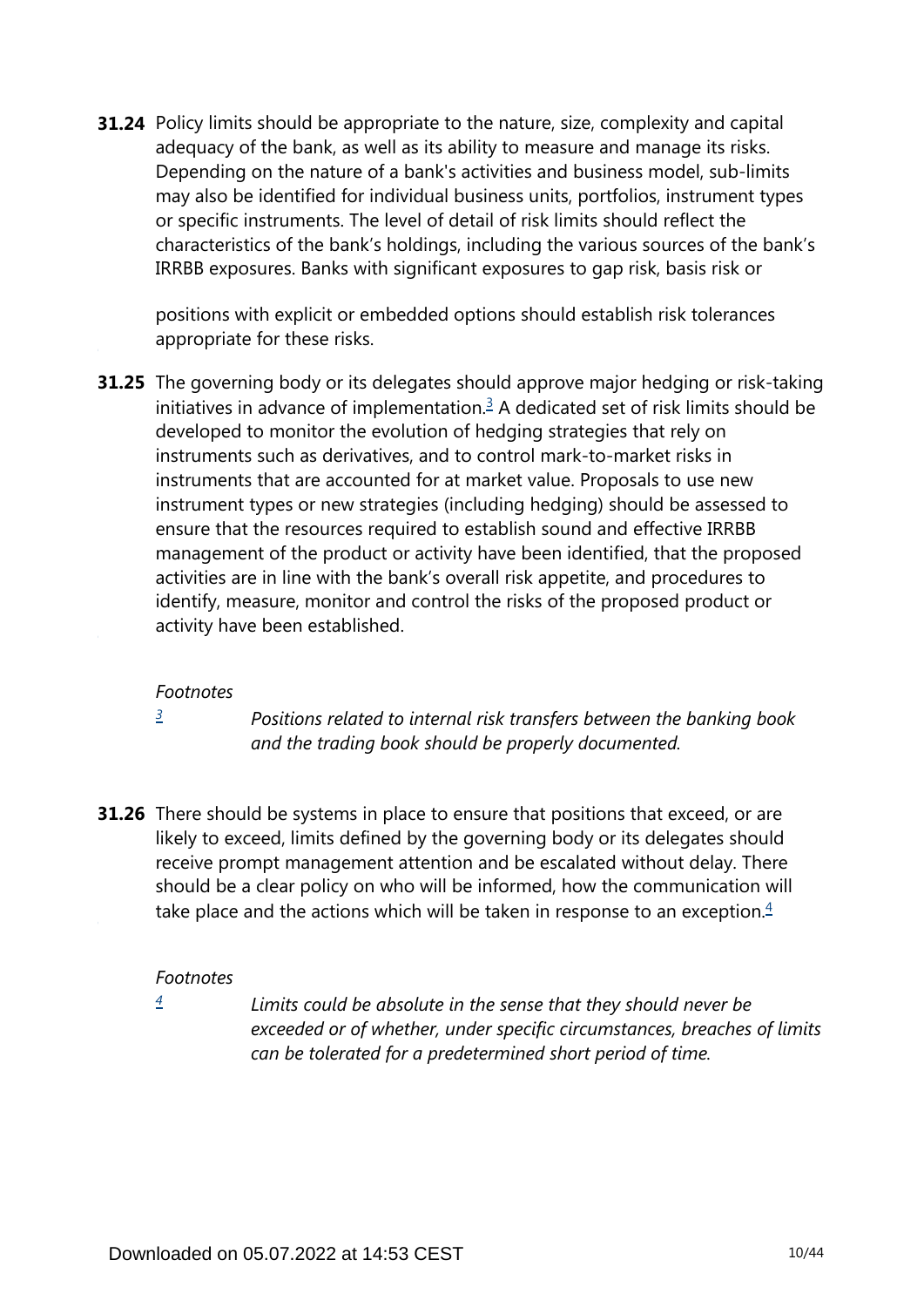**31.24** Policy limits should be appropriate to the nature, size, complexity and capital adequacy of the bank, as well as its ability to measure and manage its risks. Depending on the nature of a bank's activities and business model, sub-limits may also be identified for individual business units, portfolios, instrument types or specific instruments. The level of detail of risk limits should reflect the characteristics of the bank's holdings, including the various sources of the bank's IRRBB exposures. Banks with significant exposures to gap risk, basis risk or positions with explicit or embedded options should establish risk tolerances appropriate for these risks.

**31.25** The governing body or its delegates should approve major hedging or risk-taking initiatives in advance of implementation.[3] A dedicated set of risk limits should be developed to monitor the evolution of hedging strategies that rely on instruments such as derivatives, and to control mark-to-market risks in instruments that are accounted for at market value. Proposals to use new instrument types or new strategies (including hedging) should be assessed to ensure that the resources required to establish sound and effective IRRBB management of the product or activity have been identified, that the proposed activities are in line with the bank's overall risk appetite, and procedures to identify, measure, monitor and control the risks of the proposed product or activity have been established.

*Footnotes*

[3] *Positions related to internal risk transfers between the banking book and the trading book should be properly documented.*

**31.26** There should be systems in place to ensure that positions that exceed, or are likely to exceed, limits defined by the governing body or its delegates should receive prompt management attention and be escalated without delay. There should be a clear policy on who will be informed, how the communication will take place and the actions which will be taken in response to an exception.[4]

*Footnotes*

[4] *Limits could be absolute in the sense that they should never be exceeded or of whether, under specific circumstances, breaches of limits can be tolerated for a predetermined short period of time.*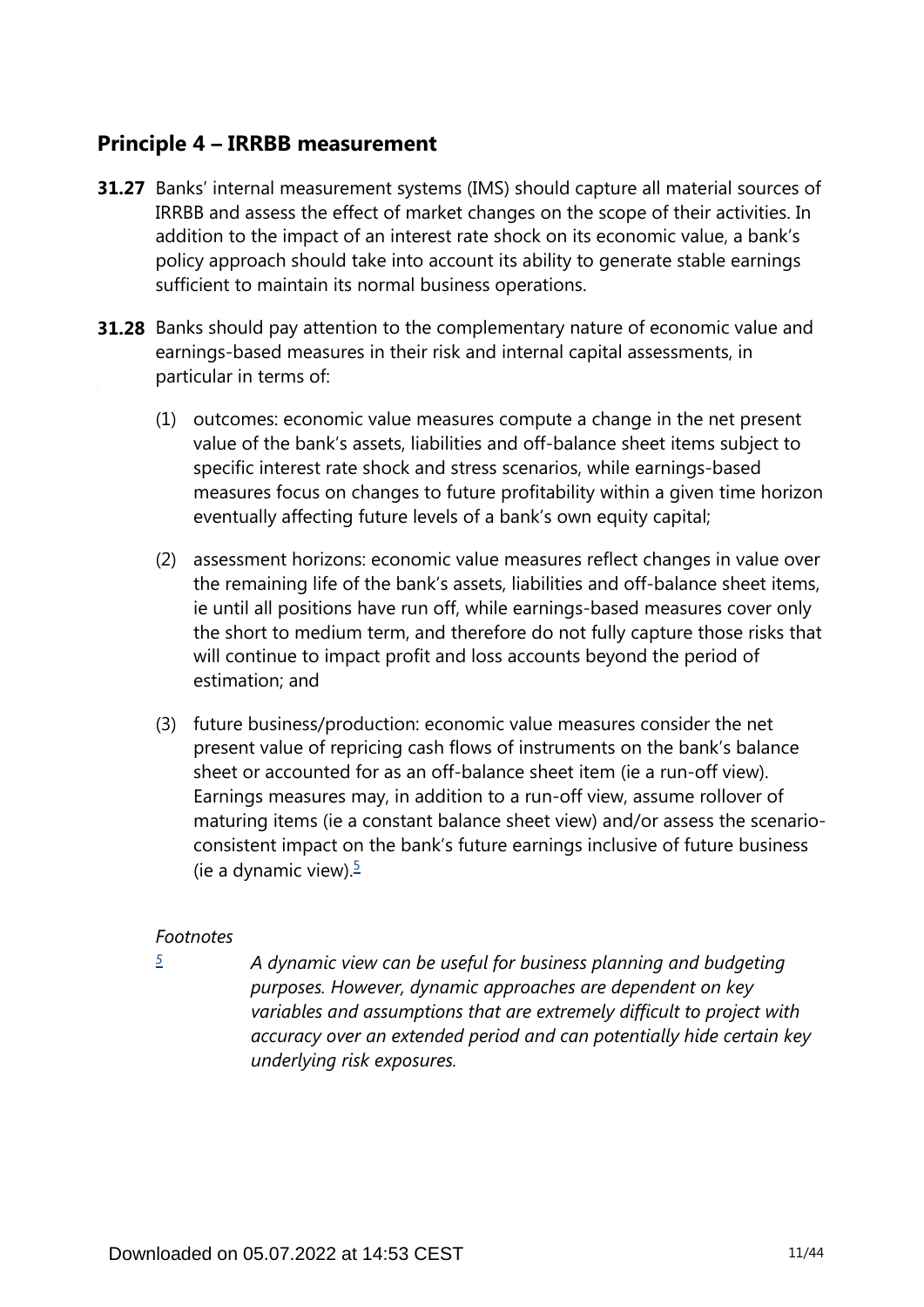## Principle 4 – IRRBB measurement

**31.27** Banks' internal measurement systems (IMS) should capture all material sources of IRRBB and assess the effect of market changes on the scope of their activities. In addition to the impact of an interest rate shock on its economic value, a bank's policy approach should take into account its ability to generate stable earnings sufficient to maintain its normal business operations.

**31.28** Banks should pay attention to the complementary nature of economic value and earnings-based measures in their risk and internal capital assessments, in particular in terms of:

(1) outcomes: economic value measures compute a change in the net present value of the bank's assets, liabilities and off-balance sheet items subject to specific interest rate shock and stress scenarios, while earnings-based measures focus on changes to future profitability within a given time horizon eventually affecting future levels of a bank's own equity capital;

(2) assessment horizons: economic value measures reflect changes in value over the remaining life of the bank's assets, liabilities and off-balance sheet items, ie until all positions have run off, while earnings-based measures cover only the short to medium term, and therefore do not fully capture those risks that will continue to impact profit and loss accounts beyond the period of estimation; and

(3) future business/production: economic value measures consider the net present value of repricing cash flows of instruments on the bank's balance sheet or accounted for as an off-balance sheet item (ie a run-off view). Earnings measures may, in addition to a run-off view, assume rollover of maturing items (ie a constant balance sheet view) and/or assess the scenario-consistent impact on the bank's future earnings inclusive of future business (ie a dynamic view).[5]

*Footnotes*

[5] *A dynamic view can be useful for business planning and budgeting purposes. However, dynamic approaches are dependent on key variables and assumptions that are extremely difficult to project with accuracy over an extended period and can potentially hide certain key underlying risk exposures.*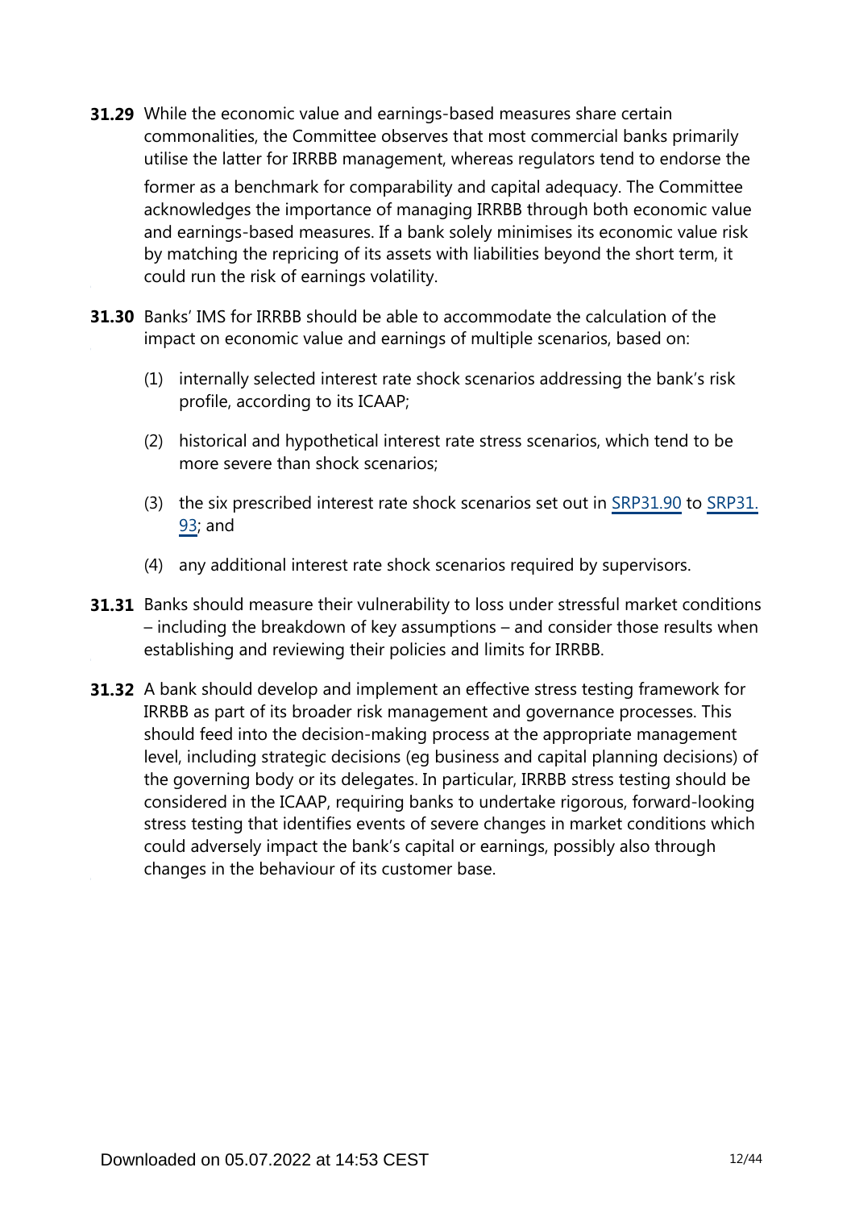**31.29** While the economic value and earnings-based measures share certain commonalities, the Committee observes that most commercial banks primarily utilise the latter for IRRBB management, whereas regulators tend to endorse the former as a benchmark for comparability and capital adequacy. The Committee acknowledges the importance of managing IRRBB through both economic value and earnings-based measures. If a bank solely minimises its economic value risk by matching the repricing of its assets with liabilities beyond the short term, it could run the risk of earnings volatility.

**31.30** Banks' IMS for IRRBB should be able to accommodate the calculation of the impact on economic value and earnings of multiple scenarios, based on:

(1) internally selected interest rate shock scenarios addressing the bank's risk profile, according to its ICAAP;

(2) historical and hypothetical interest rate stress scenarios, which tend to be more severe than shock scenarios;

(3) the six prescribed interest rate shock scenarios set out in SRP31.90 to SRP31.93; and

(4) any additional interest rate shock scenarios required by supervisors.

**31.31** Banks should measure their vulnerability to loss under stressful market conditions – including the breakdown of key assumptions – and consider those results when establishing and reviewing their policies and limits for IRRBB.

**31.32** A bank should develop and implement an effective stress testing framework for IRRBB as part of its broader risk management and governance processes. This should feed into the decision-making process at the appropriate management level, including strategic decisions (eg business and capital planning decisions) of the governing body or its delegates. In particular, IRRBB stress testing should be considered in the ICAAP, requiring banks to undertake rigorous, forward-looking stress testing that identifies events of severe changes in market conditions which could adversely impact the bank's capital or earnings, possibly also through changes in the behaviour of its customer base.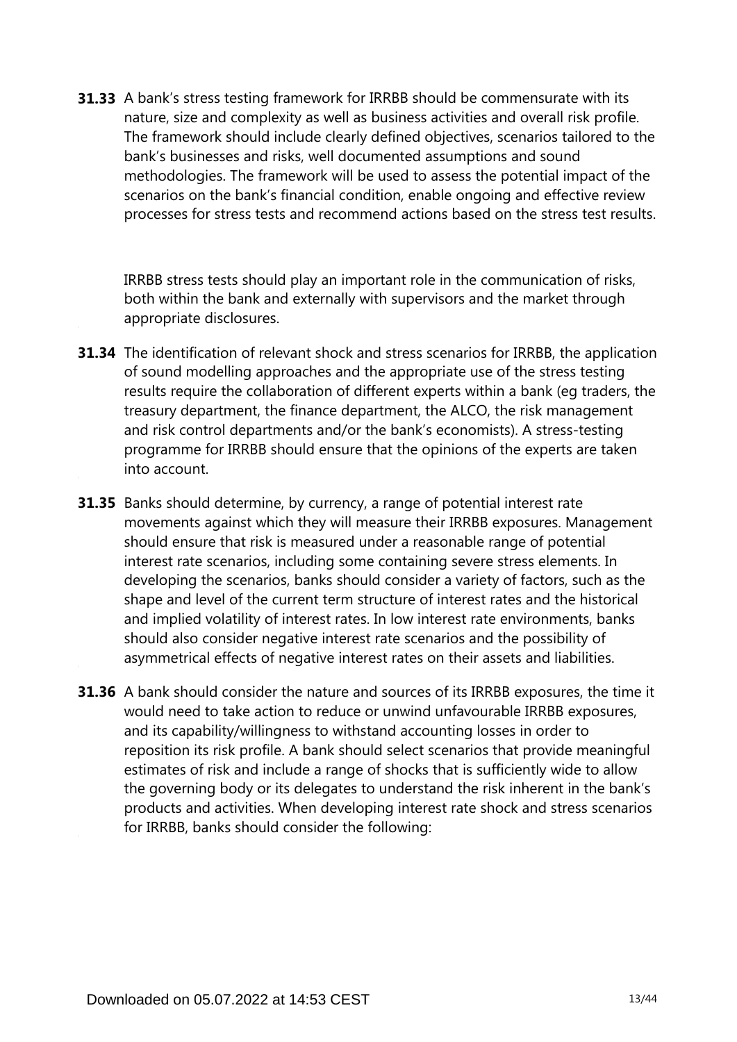**31.33** A bank's stress testing framework for IRRBB should be commensurate with its nature, size and complexity as well as business activities and overall risk profile. The framework should include clearly defined objectives, scenarios tailored to the bank's businesses and risks, well documented assumptions and sound methodologies. The framework will be used to assess the potential impact of the scenarios on the bank's financial condition, enable ongoing and effective review processes for stress tests and recommend actions based on the stress test results.

IRRBB stress tests should play an important role in the communication of risks, both within the bank and externally with supervisors and the market through appropriate disclosures.

**31.34** The identification of relevant shock and stress scenarios for IRRBB, the application of sound modelling approaches and the appropriate use of the stress testing results require the collaboration of different experts within a bank (eg traders, the treasury department, the finance department, the ALCO, the risk management and risk control departments and/or the bank's economists). A stress-testing programme for IRRBB should ensure that the opinions of the experts are taken into account.

**31.35** Banks should determine, by currency, a range of potential interest rate movements against which they will measure their IRRBB exposures. Management should ensure that risk is measured under a reasonable range of potential interest rate scenarios, including some containing severe stress elements. In developing the scenarios, banks should consider a variety of factors, such as the shape and level of the current term structure of interest rates and the historical and implied volatility of interest rates. In low interest rate environments, banks should also consider negative interest rate scenarios and the possibility of asymmetrical effects of negative interest rates on their assets and liabilities.

**31.36** A bank should consider the nature and sources of its IRRBB exposures, the time it would need to take action to reduce or unwind unfavourable IRRBB exposures, and its capability/willingness to withstand accounting losses in order to reposition its risk profile. A bank should select scenarios that provide meaningful estimates of risk and include a range of shocks that is sufficiently wide to allow the governing body or its delegates to understand the risk inherent in the bank's products and activities. When developing interest rate shock and stress scenarios for IRRBB, banks should consider the following: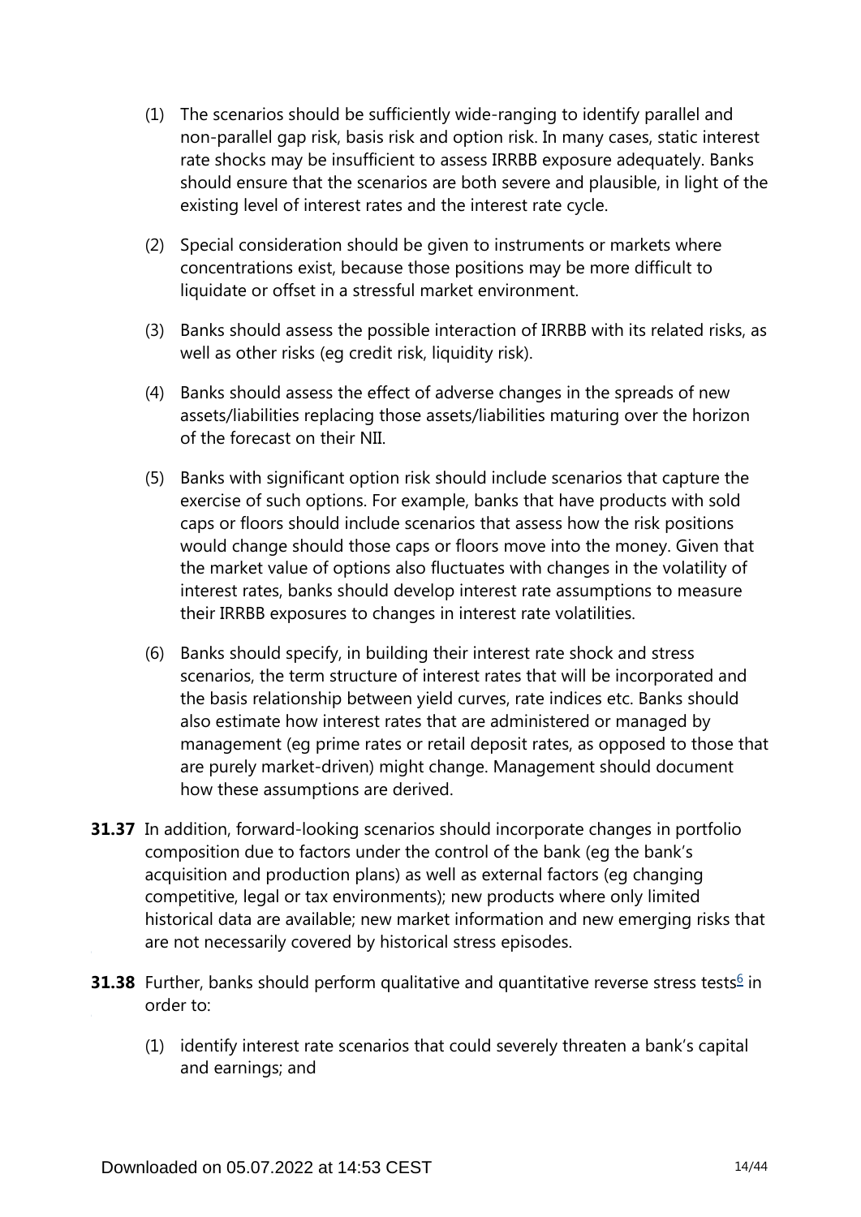(1) The scenarios should be sufficiently wide-ranging to identify parallel and non-parallel gap risk, basis risk and option risk. In many cases, static interest rate shocks may be insufficient to assess IRRBB exposure adequately. Banks should ensure that the scenarios are both severe and plausible, in light of the existing level of interest rates and the interest rate cycle.

(2) Special consideration should be given to instruments or markets where concentrations exist, because those positions may be more difficult to liquidate or offset in a stressful market environment.

(3) Banks should assess the possible interaction of IRRBB with its related risks, as well as other risks (eg credit risk, liquidity risk).

(4) Banks should assess the effect of adverse changes in the spreads of new assets/liabilities replacing those assets/liabilities maturing over the horizon of the forecast on their NII.

(5) Banks with significant option risk should include scenarios that capture the exercise of such options. For example, banks that have products with sold caps or floors should include scenarios that assess how the risk positions would change should those caps or floors move into the money. Given that the market value of options also fluctuates with changes in the volatility of interest rates, banks should develop interest rate assumptions to measure their IRRBB exposures to changes in interest rate volatilities.

(6) Banks should specify, in building their interest rate shock and stress scenarios, the term structure of interest rates that will be incorporated and the basis relationship between yield curves, rate indices etc. Banks should also estimate how interest rates that are administered or managed by management (eg prime rates or retail deposit rates, as opposed to those that are purely market-driven) might change. Management should document how these assumptions are derived.

**31.37** In addition, forward-looking scenarios should incorporate changes in portfolio composition due to factors under the control of the bank (eg the bank's acquisition and production plans) as well as external factors (eg changing competitive, legal or tax environments); new products where only limited historical data are available; new market information and new emerging risks that are not necessarily covered by historical stress episodes.

**31.38** Further, banks should perform qualitative and quantitative reverse stress tests[6] in order to:

(1) identify interest rate scenarios that could severely threaten a bank's capital and earnings; and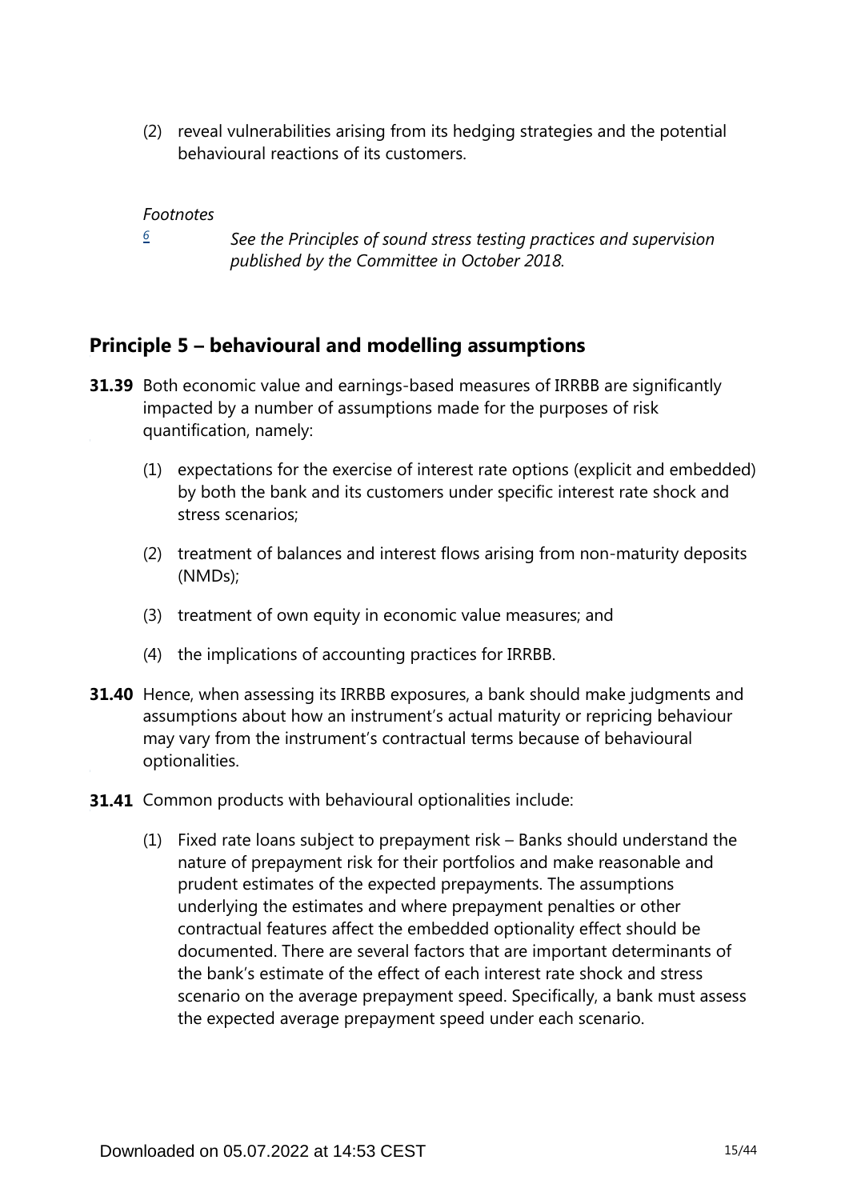(2) reveal vulnerabilities arising from its hedging strategies and the potential behavioural reactions of its customers.

*Footnotes*

[6] *See the Principles of sound stress testing practices and supervision published by the Committee in October 2018.*

## Principle 5 – behavioural and modelling assumptions

**31.39** Both economic value and earnings-based measures of IRRBB are significantly impacted by a number of assumptions made for the purposes of risk quantification, namely:

(1) expectations for the exercise of interest rate options (explicit and embedded) by both the bank and its customers under specific interest rate shock and stress scenarios;

(2) treatment of balances and interest flows arising from non-maturity deposits (NMDs);

(3) treatment of own equity in economic value measures; and

(4) the implications of accounting practices for IRRBB.

**31.40** Hence, when assessing its IRRBB exposures, a bank should make judgments and assumptions about how an instrument's actual maturity or repricing behaviour may vary from the instrument's contractual terms because of behavioural optionalities.

**31.41** Common products with behavioural optionalities include:

(1) Fixed rate loans subject to prepayment risk – Banks should understand the nature of prepayment risk for their portfolios and make reasonable and prudent estimates of the expected prepayments. The assumptions underlying the estimates and where prepayment penalties or other contractual features affect the embedded optionality effect should be documented. There are several factors that are important determinants of the bank's estimate of the effect of each interest rate shock and stress scenario on the average prepayment speed. Specifically, a bank must assess the expected average prepayment speed under each scenario.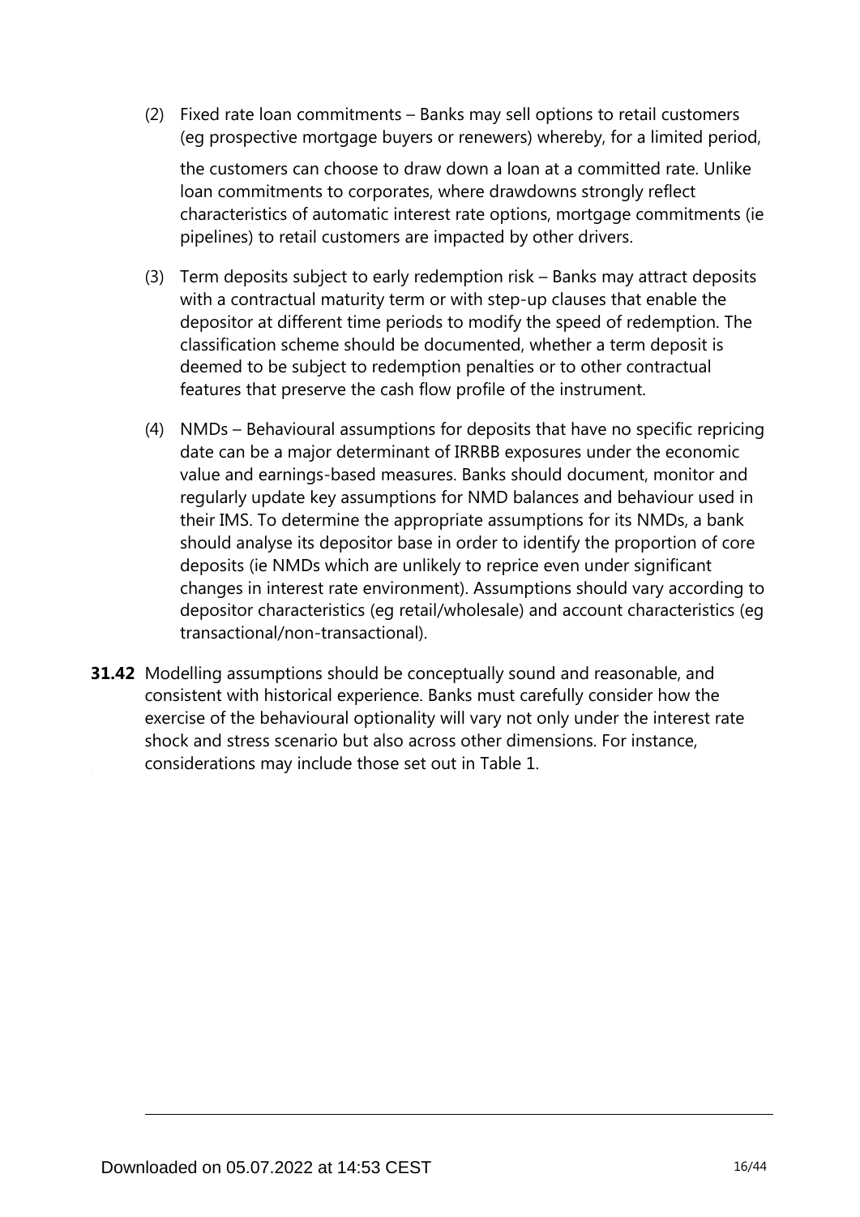(2) Fixed rate loan commitments – Banks may sell options to retail customers (eg prospective mortgage buyers or renewers) whereby, for a limited period, the customers can choose to draw down a loan at a committed rate. Unlike loan commitments to corporates, where drawdowns strongly reflect characteristics of automatic interest rate options, mortgage commitments (ie pipelines) to retail customers are impacted by other drivers.

(3) Term deposits subject to early redemption risk – Banks may attract deposits with a contractual maturity term or with step-up clauses that enable the depositor at different time periods to modify the speed of redemption. The classification scheme should be documented, whether a term deposit is deemed to be subject to redemption penalties or to other contractual features that preserve the cash flow profile of the instrument.

(4) NMDs – Behavioural assumptions for deposits that have no specific repricing date can be a major determinant of IRRBB exposures under the economic value and earnings-based measures. Banks should document, monitor and regularly update key assumptions for NMD balances and behaviour used in their IMS. To determine the appropriate assumptions for its NMDs, a bank should analyse its depositor base in order to identify the proportion of core deposits (ie NMDs which are unlikely to reprice even under significant changes in interest rate environment). Assumptions should vary according to depositor characteristics (eg retail/wholesale) and account characteristics (eg transactional/non-transactional).

**31.42** Modelling assumptions should be conceptually sound and reasonable, and consistent with historical experience. Banks must carefully consider how the exercise of the behavioural optionality will vary not only under the interest rate shock and stress scenario but also across other dimensions. For instance, considerations may include those set out in Table 1.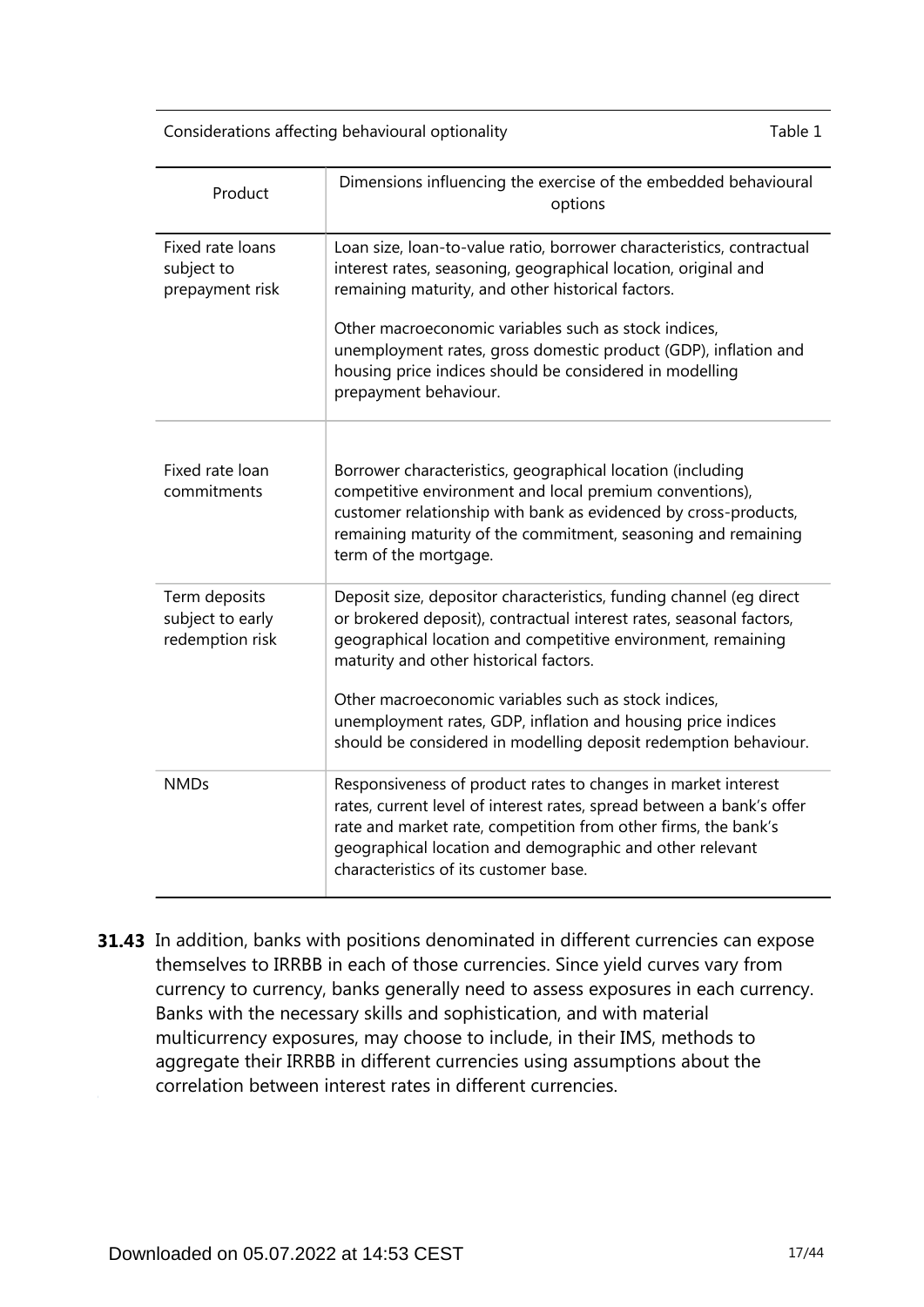Considerations affecting behavioural optionality — Table 1

| Product | Dimensions influencing the exercise of the embedded behavioural options |
|---|---|
| Fixed rate loans subject to prepayment risk | Loan size, loan-to-value ratio, borrower characteristics, contractual interest rates, seasoning, geographical location, original and remaining maturity, and other historical factors.<br><br>Other macroeconomic variables such as stock indices, unemployment rates, gross domestic product (GDP), inflation and housing price indices should be considered in modelling prepayment behaviour. |
| Fixed rate loan commitments | Borrower characteristics, geographical location (including competitive environment and local premium conventions), customer relationship with bank as evidenced by cross-products, remaining maturity of the commitment, seasoning and remaining term of the mortgage. |
| Term deposits subject to early redemption risk | Deposit size, depositor characteristics, funding channel (eg direct or brokered deposit), contractual interest rates, seasonal factors, geographical location and competitive environment, remaining maturity and other historical factors.<br><br>Other macroeconomic variables such as stock indices, unemployment rates, GDP, inflation and housing price indices should be considered in modelling deposit redemption behaviour. |
| NMDs | Responsiveness of product rates to changes in market interest rates, current level of interest rates, spread between a bank's offer rate and market rate, competition from other firms, the bank's geographical location and demographic and other relevant characteristics of its customer base. |

**31.43** In addition, banks with positions denominated in different currencies can expose themselves to IRRBB in each of those currencies. Since yield curves vary from currency to currency, banks generally need to assess exposures in each currency. Banks with the necessary skills and sophistication, and with material multicurrency exposures, may choose to include, in their IMS, methods to aggregate their IRRBB in different currencies using assumptions about the correlation between interest rates in different currencies.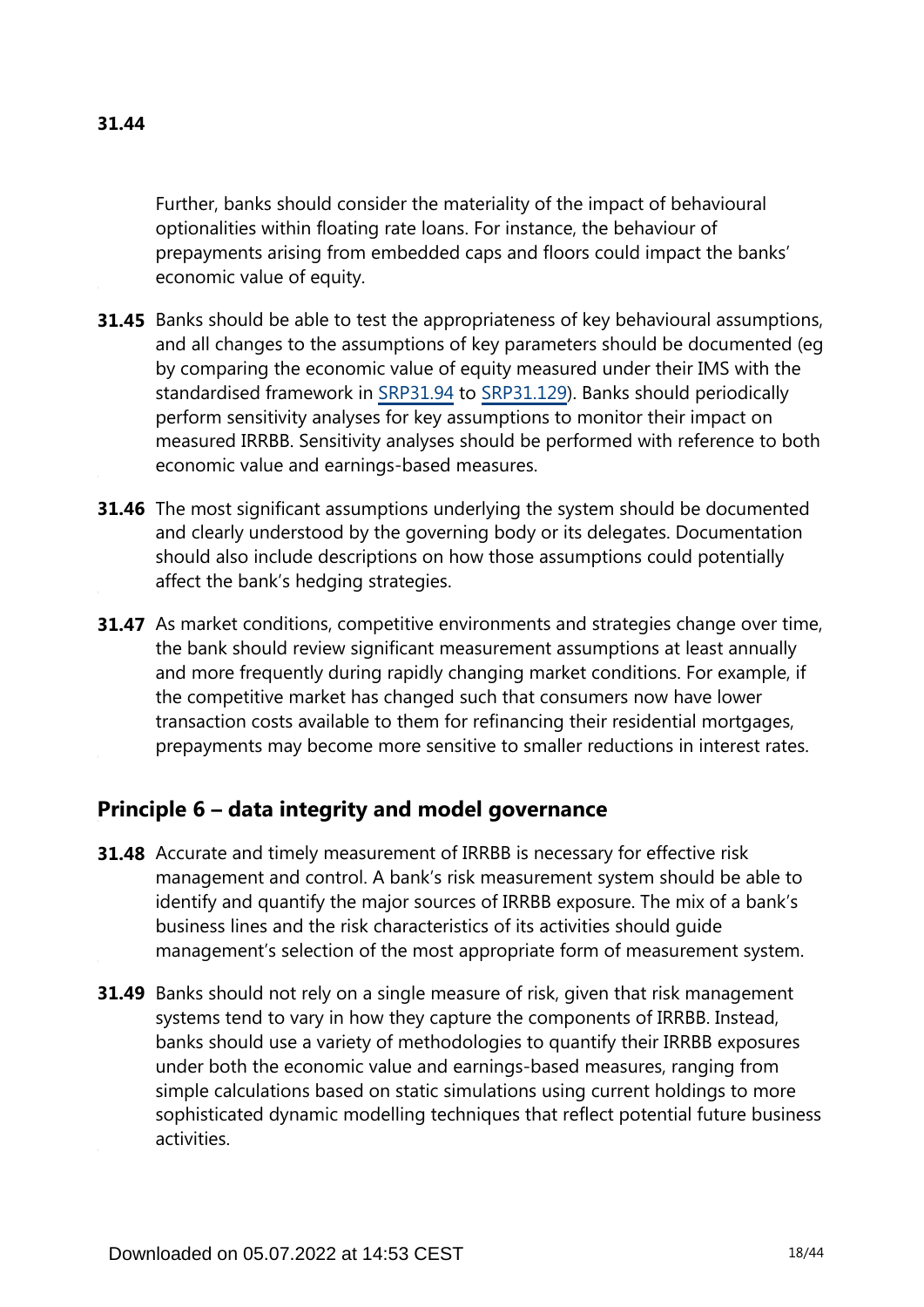**31.44**

Further, banks should consider the materiality of the impact of behavioural optionalities within floating rate loans. For instance, the behaviour of prepayments arising from embedded caps and floors could impact the banks' economic value of equity.

**31.45** Banks should be able to test the appropriateness of key behavioural assumptions, and all changes to the assumptions of key parameters should be documented (eg by comparing the economic value of equity measured under their IMS with the standardised framework in SRP31.94 to SRP31.129). Banks should periodically perform sensitivity analyses for key assumptions to monitor their impact on measured IRRBB. Sensitivity analyses should be performed with reference to both economic value and earnings-based measures.

**31.46** The most significant assumptions underlying the system should be documented and clearly understood by the governing body or its delegates. Documentation should also include descriptions on how those assumptions could potentially affect the bank's hedging strategies.

**31.47** As market conditions, competitive environments and strategies change over time, the bank should review significant measurement assumptions at least annually and more frequently during rapidly changing market conditions. For example, if the competitive market has changed such that consumers now have lower transaction costs available to them for refinancing their residential mortgages, prepayments may become more sensitive to smaller reductions in interest rates.

## Principle 6 – data integrity and model governance

**31.48** Accurate and timely measurement of IRRBB is necessary for effective risk management and control. A bank's risk measurement system should be able to identify and quantify the major sources of IRRBB exposure. The mix of a bank's business lines and the risk characteristics of its activities should guide management's selection of the most appropriate form of measurement system.

**31.49** Banks should not rely on a single measure of risk, given that risk management systems tend to vary in how they capture the components of IRRBB. Instead, banks should use a variety of methodologies to quantify their IRRBB exposures under both the economic value and earnings-based measures, ranging from simple calculations based on static simulations using current holdings to more sophisticated dynamic modelling techniques that reflect potential future business activities.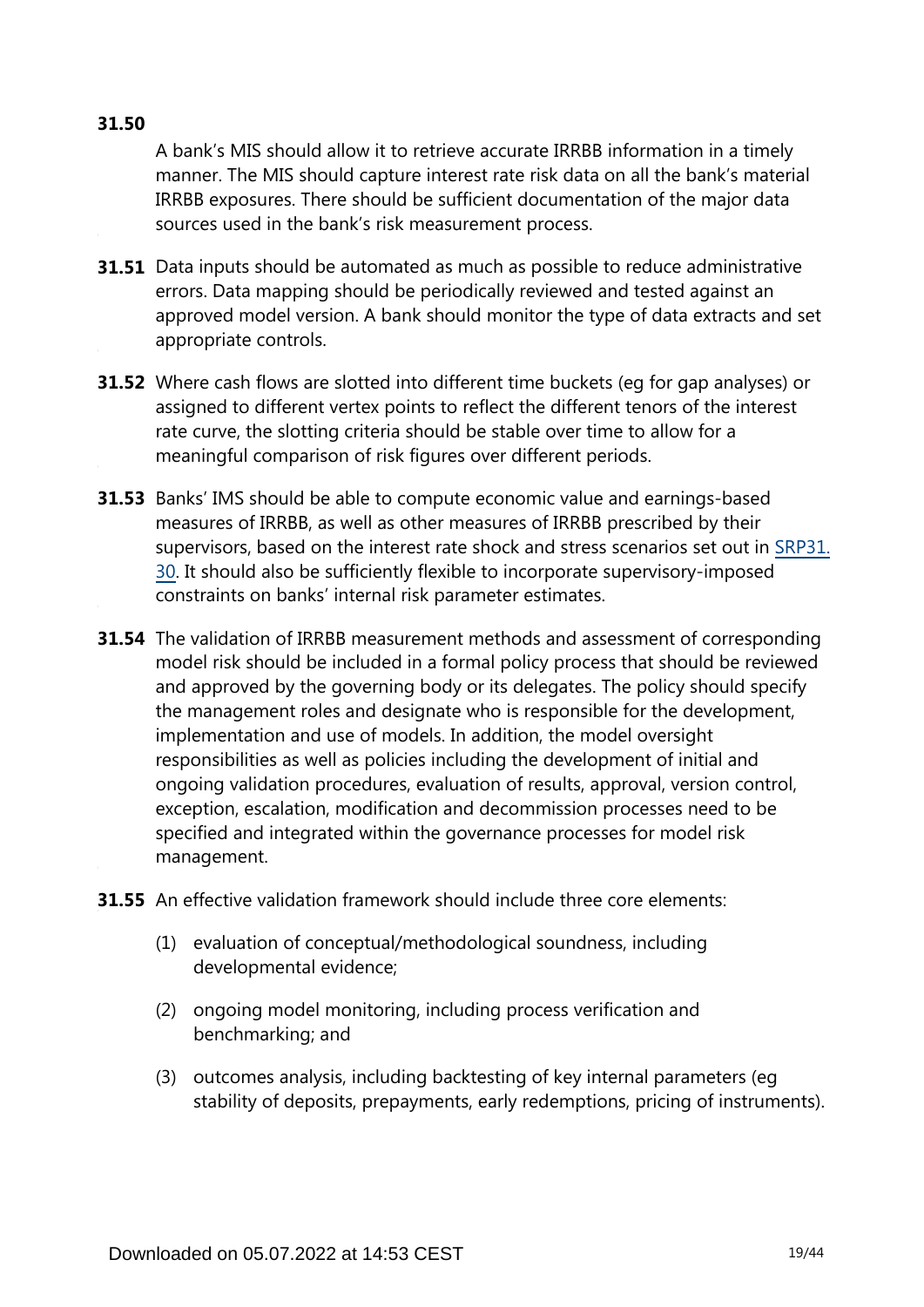**31.50** A bank's MIS should allow it to retrieve accurate IRRBB information in a timely manner. The MIS should capture interest rate risk data on all the bank's material IRRBB exposures. There should be sufficient documentation of the major data sources used in the bank's risk measurement process.

**31.51** Data inputs should be automated as much as possible to reduce administrative errors. Data mapping should be periodically reviewed and tested against an approved model version. A bank should monitor the type of data extracts and set appropriate controls.

**31.52** Where cash flows are slotted into different time buckets (eg for gap analyses) or assigned to different vertex points to reflect the different tenors of the interest rate curve, the slotting criteria should be stable over time to allow for a meaningful comparison of risk figures over different periods.

**31.53** Banks' IMS should be able to compute economic value and earnings-based measures of IRRBB, as well as other measures of IRRBB prescribed by their supervisors, based on the interest rate shock and stress scenarios set out in SRP31.30. It should also be sufficiently flexible to incorporate supervisory-imposed constraints on banks' internal risk parameter estimates.

**31.54** The validation of IRRBB measurement methods and assessment of corresponding model risk should be included in a formal policy process that should be reviewed and approved by the governing body or its delegates. The policy should specify the management roles and designate who is responsible for the development, implementation and use of models. In addition, the model oversight responsibilities as well as policies including the development of initial and ongoing validation procedures, evaluation of results, approval, version control, exception, escalation, modification and decommission processes need to be specified and integrated within the governance processes for model risk management.

**31.55** An effective validation framework should include three core elements:

(1) evaluation of conceptual/methodological soundness, including developmental evidence;

(2) ongoing model monitoring, including process verification and benchmarking; and

(3) outcomes analysis, including backtesting of key internal parameters (eg stability of deposits, prepayments, early redemptions, pricing of instruments).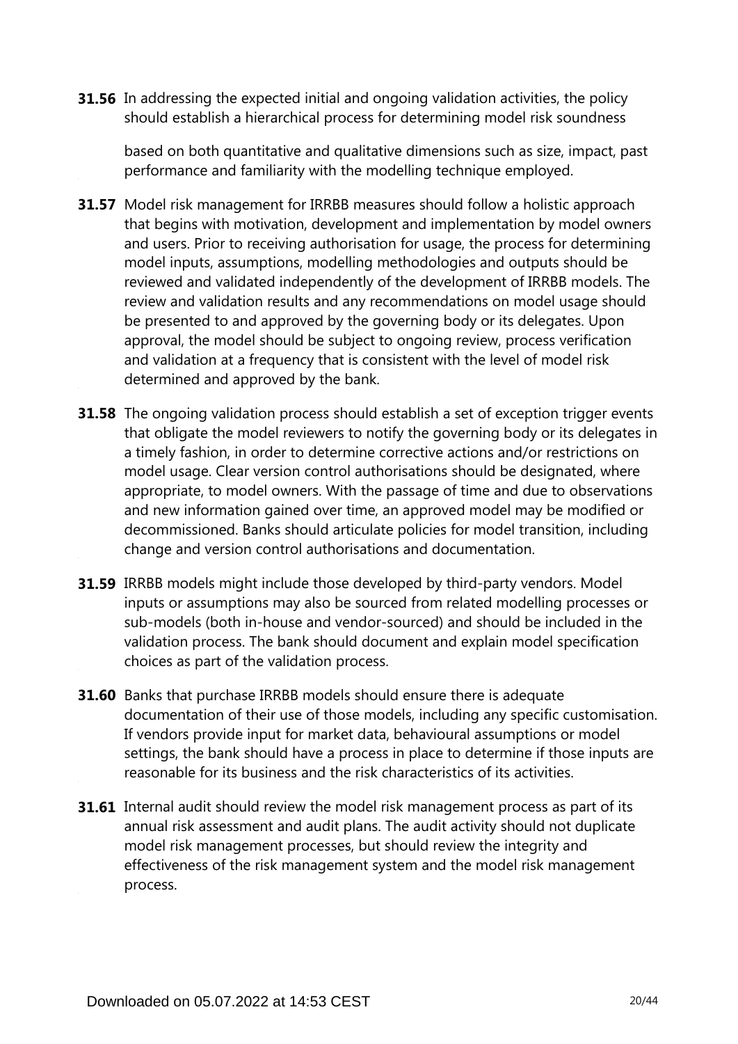**31.56** In addressing the expected initial and ongoing validation activities, the policy should establish a hierarchical process for determining model risk soundness based on both quantitative and qualitative dimensions such as size, impact, past performance and familiarity with the modelling technique employed.

**31.57** Model risk management for IRRBB measures should follow a holistic approach that begins with motivation, development and implementation by model owners and users. Prior to receiving authorisation for usage, the process for determining model inputs, assumptions, modelling methodologies and outputs should be reviewed and validated independently of the development of IRRBB models. The review and validation results and any recommendations on model usage should be presented to and approved by the governing body or its delegates. Upon approval, the model should be subject to ongoing review, process verification and validation at a frequency that is consistent with the level of model risk determined and approved by the bank.

**31.58** The ongoing validation process should establish a set of exception trigger events that obligate the model reviewers to notify the governing body or its delegates in a timely fashion, in order to determine corrective actions and/or restrictions on model usage. Clear version control authorisations should be designated, where appropriate, to model owners. With the passage of time and due to observations and new information gained over time, an approved model may be modified or decommissioned. Banks should articulate policies for model transition, including change and version control authorisations and documentation.

**31.59** IRRBB models might include those developed by third-party vendors. Model inputs or assumptions may also be sourced from related modelling processes or sub-models (both in-house and vendor-sourced) and should be included in the validation process. The bank should document and explain model specification choices as part of the validation process.

**31.60** Banks that purchase IRRBB models should ensure there is adequate documentation of their use of those models, including any specific customisation. If vendors provide input for market data, behavioural assumptions or model settings, the bank should have a process in place to determine if those inputs are reasonable for its business and the risk characteristics of its activities.

**31.61** Internal audit should review the model risk management process as part of its annual risk assessment and audit plans. The audit activity should not duplicate model risk management processes, but should review the integrity and effectiveness of the risk management system and the model risk management process.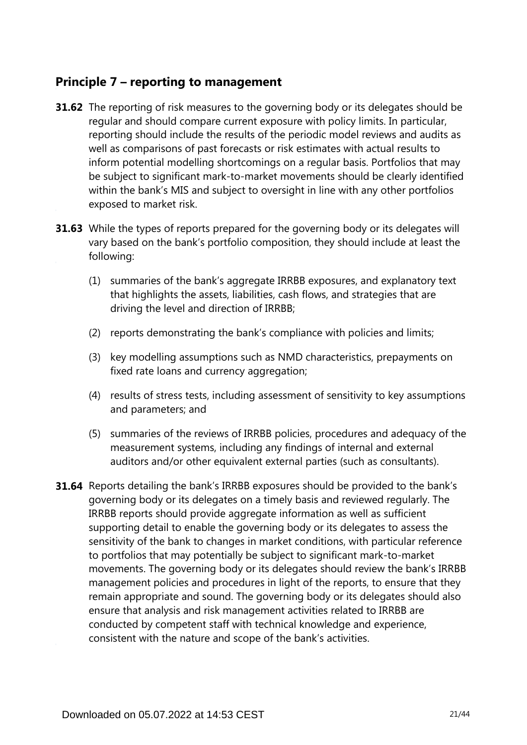## Principle 7 – reporting to management

**31.62** The reporting of risk measures to the governing body or its delegates should be regular and should compare current exposure with policy limits. In particular, reporting should include the results of the periodic model reviews and audits as well as comparisons of past forecasts or risk estimates with actual results to inform potential modelling shortcomings on a regular basis. Portfolios that may be subject to significant mark-to-market movements should be clearly identified within the bank's MIS and subject to oversight in line with any other portfolios exposed to market risk.

**31.63** While the types of reports prepared for the governing body or its delegates will vary based on the bank's portfolio composition, they should include at least the following:

(1) summaries of the bank's aggregate IRRBB exposures, and explanatory text that highlights the assets, liabilities, cash flows, and strategies that are driving the level and direction of IRRBB;

(2) reports demonstrating the bank's compliance with policies and limits;

(3) key modelling assumptions such as NMD characteristics, prepayments on fixed rate loans and currency aggregation;

(4) results of stress tests, including assessment of sensitivity to key assumptions and parameters; and

(5) summaries of the reviews of IRRBB policies, procedures and adequacy of the measurement systems, including any findings of internal and external auditors and/or other equivalent external parties (such as consultants).

**31.64** Reports detailing the bank's IRRBB exposures should be provided to the bank's governing body or its delegates on a timely basis and reviewed regularly. The IRRBB reports should provide aggregate information as well as sufficient supporting detail to enable the governing body or its delegates to assess the sensitivity of the bank to changes in market conditions, with particular reference to portfolios that may potentially be subject to significant mark-to-market movements. The governing body or its delegates should review the bank's IRRBB management policies and procedures in light of the reports, to ensure that they remain appropriate and sound. The governing body or its delegates should also ensure that analysis and risk management activities related to IRRBB are conducted by competent staff with technical knowledge and experience, consistent with the nature and scope of the bank's activities.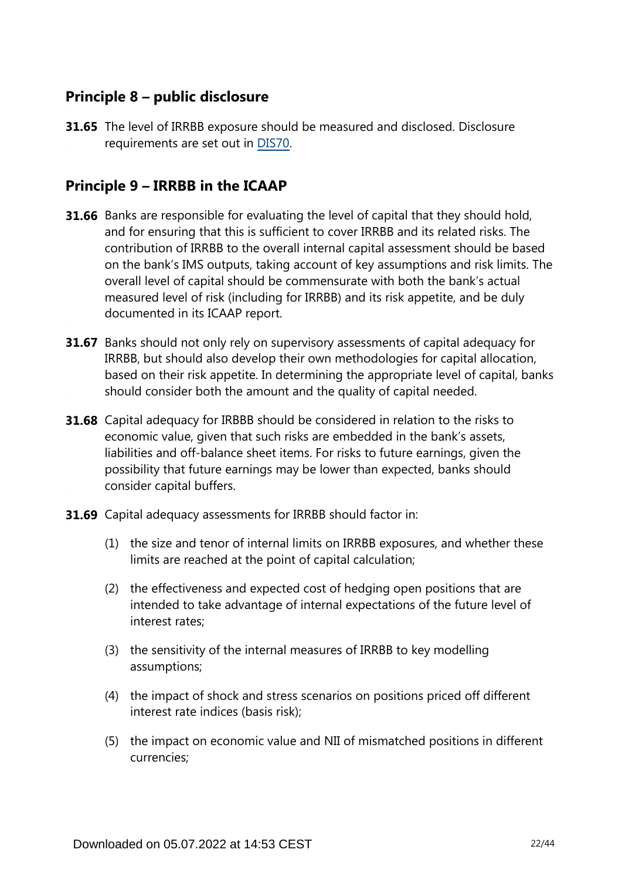## Principle 8 – public disclosure

**31.65** The level of IRRBB exposure should be measured and disclosed. Disclosure requirements are set out in DIS70.

## Principle 9 – IRRBB in the ICAAP

**31.66** Banks are responsible for evaluating the level of capital that they should hold, and for ensuring that this is sufficient to cover IRRBB and its related risks. The contribution of IRRBB to the overall internal capital assessment should be based on the bank's IMS outputs, taking account of key assumptions and risk limits. The overall level of capital should be commensurate with both the bank's actual measured level of risk (including for IRRBB) and its risk appetite, and be duly documented in its ICAAP report.

**31.67** Banks should not only rely on supervisory assessments of capital adequacy for IRRBB, but should also develop their own methodologies for capital allocation, based on their risk appetite. In determining the appropriate level of capital, banks should consider both the amount and the quality of capital needed.

**31.68** Capital adequacy for IRBBB should be considered in relation to the risks to economic value, given that such risks are embedded in the bank's assets, liabilities and off-balance sheet items. For risks to future earnings, given the possibility that future earnings may be lower than expected, banks should consider capital buffers.

**31.69** Capital adequacy assessments for IRRBB should factor in:

(1) the size and tenor of internal limits on IRRBB exposures, and whether these limits are reached at the point of capital calculation;

(2) the effectiveness and expected cost of hedging open positions that are intended to take advantage of internal expectations of the future level of interest rates;

(3) the sensitivity of the internal measures of IRRBB to key modelling assumptions;

(4) the impact of shock and stress scenarios on positions priced off different interest rate indices (basis risk);

(5) the impact on economic value and NII of mismatched positions in different currencies;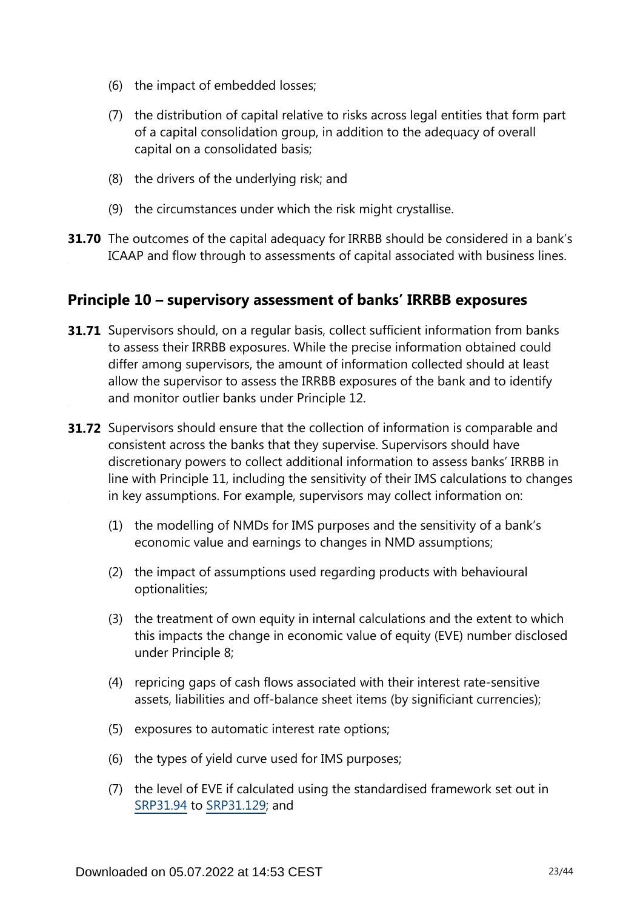(6) the impact of embedded losses;

(7) the distribution of capital relative to risks across legal entities that form part of a capital consolidation group, in addition to the adequacy of overall capital on a consolidated basis;

(8) the drivers of the underlying risk; and

(9) the circumstances under which the risk might crystallise.

**31.70** The outcomes of the capital adequacy for IRRBB should be considered in a bank's ICAAP and flow through to assessments of capital associated with business lines.

## Principle 10 – supervisory assessment of banks' IRRBB exposures

**31.71** Supervisors should, on a regular basis, collect sufficient information from banks to assess their IRRBB exposures. While the precise information obtained could differ among supervisors, the amount of information collected should at least allow the supervisor to assess the IRRBB exposures of the bank and to identify and monitor outlier banks under Principle 12.

**31.72** Supervisors should ensure that the collection of information is comparable and consistent across the banks that they supervise. Supervisors should have discretionary powers to collect additional information to assess banks' IRRBB in line with Principle 11, including the sensitivity of their IMS calculations to changes in key assumptions. For example, supervisors may collect information on:

(1) the modelling of NMDs for IMS purposes and the sensitivity of a bank's economic value and earnings to changes in NMD assumptions;

(2) the impact of assumptions used regarding products with behavioural optionalities;

(3) the treatment of own equity in internal calculations and the extent to which this impacts the change in economic value of equity (EVE) number disclosed under Principle 8;

(4) repricing gaps of cash flows associated with their interest rate-sensitive assets, liabilities and off-balance sheet items (by significiant currencies);

(5) exposures to automatic interest rate options;

(6) the types of yield curve used for IMS purposes;

(7) the level of EVE if calculated using the standardised framework set out in SRP31.94 to SRP31.129; and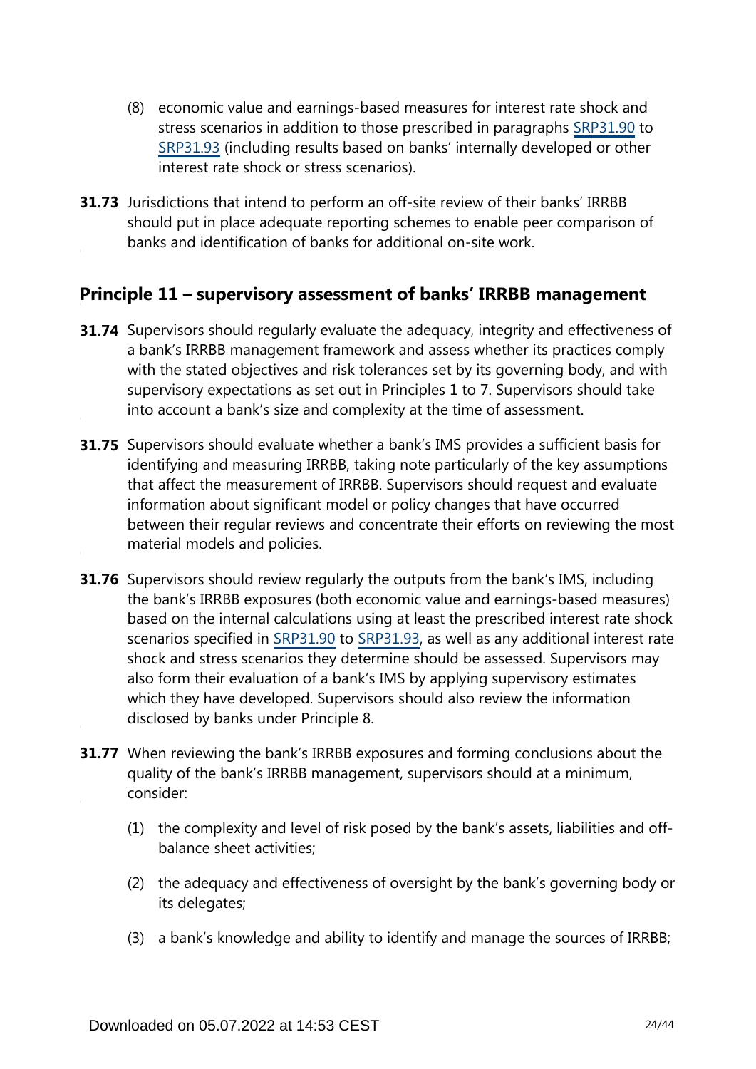(8) economic value and earnings-based measures for interest rate shock and stress scenarios in addition to those prescribed in paragraphs SRP31.90 to SRP31.93 (including results based on banks' internally developed or other interest rate shock or stress scenarios).

**31.73** Jurisdictions that intend to perform an off-site review of their banks' IRRBB should put in place adequate reporting schemes to enable peer comparison of banks and identification of banks for additional on-site work.

## Principle 11 – supervisory assessment of banks' IRRBB management

**31.74** Supervisors should regularly evaluate the adequacy, integrity and effectiveness of a bank's IRRBB management framework and assess whether its practices comply with the stated objectives and risk tolerances set by its governing body, and with supervisory expectations as set out in Principles 1 to 7. Supervisors should take into account a bank's size and complexity at the time of assessment.

**31.75** Supervisors should evaluate whether a bank's IMS provides a sufficient basis for identifying and measuring IRRBB, taking note particularly of the key assumptions that affect the measurement of IRRBB. Supervisors should request and evaluate information about significant model or policy changes that have occurred between their regular reviews and concentrate their efforts on reviewing the most material models and policies.

**31.76** Supervisors should review regularly the outputs from the bank's IMS, including the bank's IRRBB exposures (both economic value and earnings-based measures) based on the internal calculations using at least the prescribed interest rate shock scenarios specified in SRP31.90 to SRP31.93, as well as any additional interest rate shock and stress scenarios they determine should be assessed. Supervisors may also form their evaluation of a bank's IMS by applying supervisory estimates which they have developed. Supervisors should also review the information disclosed by banks under Principle 8.

**31.77** When reviewing the bank's IRRBB exposures and forming conclusions about the quality of the bank's IRRBB management, supervisors should at a minimum, consider:

(1) the complexity and level of risk posed by the bank's assets, liabilities and off-balance sheet activities;

(2) the adequacy and effectiveness of oversight by the bank's governing body or its delegates;

(3) a bank's knowledge and ability to identify and manage the sources of IRRBB;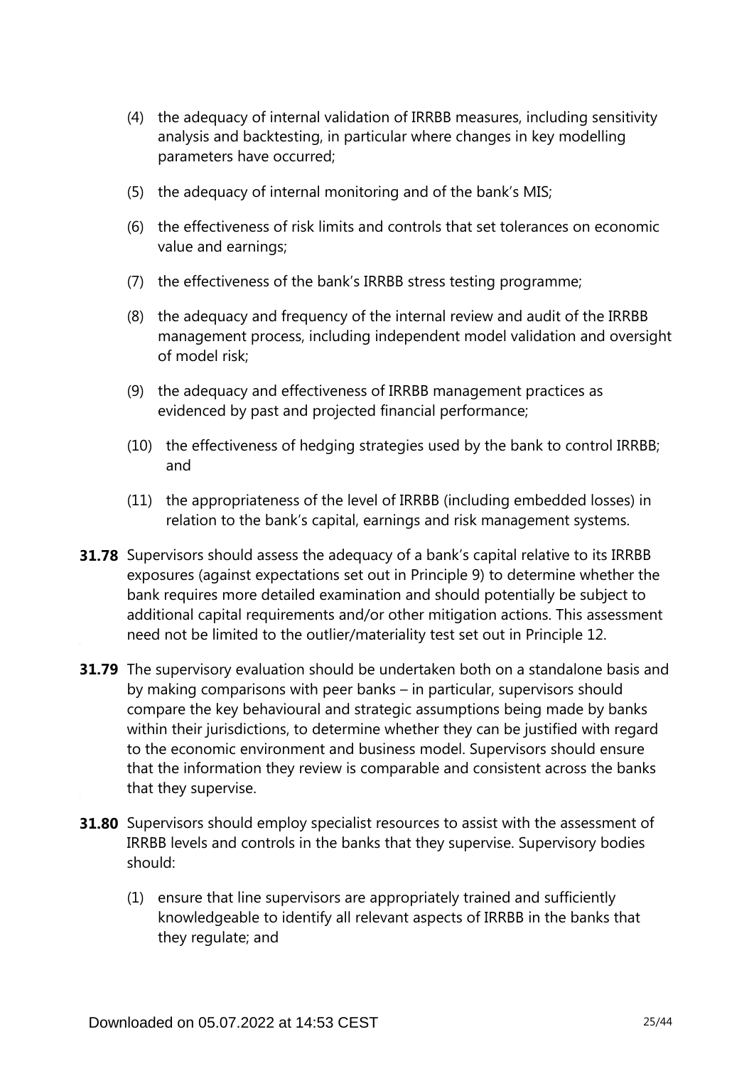(4) the adequacy of internal validation of IRRBB measures, including sensitivity analysis and backtesting, in particular where changes in key modelling parameters have occurred;

(5) the adequacy of internal monitoring and of the bank's MIS;

(6) the effectiveness of risk limits and controls that set tolerances on economic value and earnings;

(7) the effectiveness of the bank's IRRBB stress testing programme;

(8) the adequacy and frequency of the internal review and audit of the IRRBB management process, including independent model validation and oversight of model risk;

(9) the adequacy and effectiveness of IRRBB management practices as evidenced by past and projected financial performance;

(10) the effectiveness of hedging strategies used by the bank to control IRRBB; and

(11) the appropriateness of the level of IRRBB (including embedded losses) in relation to the bank's capital, earnings and risk management systems.

**31.78** Supervisors should assess the adequacy of a bank's capital relative to its IRRBB exposures (against expectations set out in Principle 9) to determine whether the bank requires more detailed examination and should potentially be subject to additional capital requirements and/or other mitigation actions. This assessment need not be limited to the outlier/materiality test set out in Principle 12.

**31.79** The supervisory evaluation should be undertaken both on a standalone basis and by making comparisons with peer banks – in particular, supervisors should compare the key behavioural and strategic assumptions being made by banks within their jurisdictions, to determine whether they can be justified with regard to the economic environment and business model. Supervisors should ensure that the information they review is comparable and consistent across the banks that they supervise.

**31.80** Supervisors should employ specialist resources to assist with the assessment of IRRBB levels and controls in the banks that they supervise. Supervisory bodies should:

(1) ensure that line supervisors are appropriately trained and sufficiently knowledgeable to identify all relevant aspects of IRRBB in the banks that they regulate; and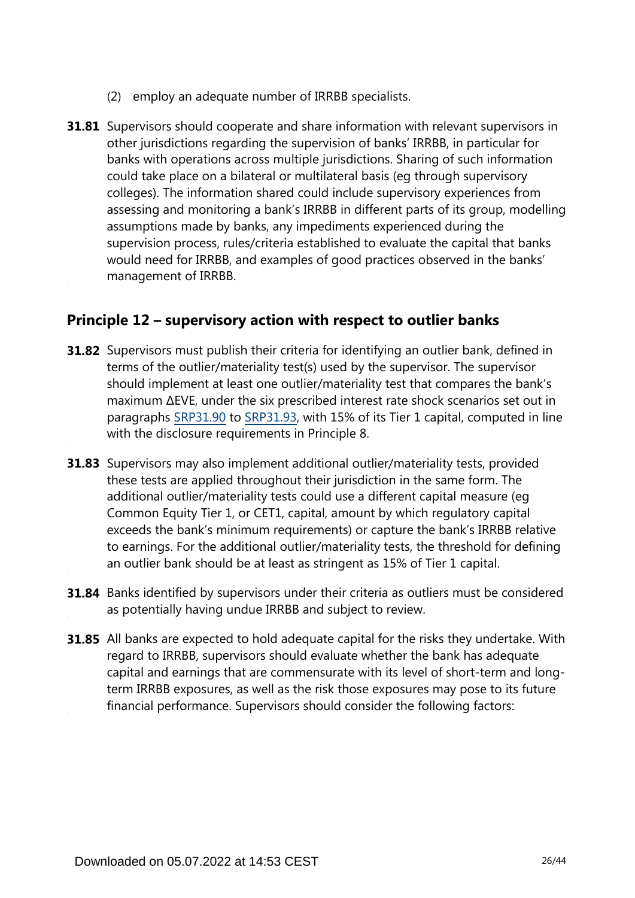(2) employ an adequate number of IRRBB specialists.

**31.81** Supervisors should cooperate and share information with relevant supervisors in other jurisdictions regarding the supervision of banks' IRRBB, in particular for banks with operations across multiple jurisdictions. Sharing of such information could take place on a bilateral or multilateral basis (eg through supervisory colleges). The information shared could include supervisory experiences from assessing and monitoring a bank's IRRBB in different parts of its group, modelling assumptions made by banks, any impediments experienced during the supervision process, rules/criteria established to evaluate the capital that banks would need for IRRBB, and examples of good practices observed in the banks' management of IRRBB.

## Principle 12 – supervisory action with respect to outlier banks

**31.82** Supervisors must publish their criteria for identifying an outlier bank, defined in terms of the outlier/materiality test(s) used by the supervisor. The supervisor should implement at least one outlier/materiality test that compares the bank's maximum ΔEVE, under the six prescribed interest rate shock scenarios set out in paragraphs SRP31.90 to SRP31.93, with 15% of its Tier 1 capital, computed in line with the disclosure requirements in Principle 8.

**31.83** Supervisors may also implement additional outlier/materiality tests, provided these tests are applied throughout their jurisdiction in the same form. The additional outlier/materiality tests could use a different capital measure (eg Common Equity Tier 1, or CET1, capital, amount by which regulatory capital exceeds the bank's minimum requirements) or capture the bank's IRRBB relative to earnings. For the additional outlier/materiality tests, the threshold for defining an outlier bank should be at least as stringent as 15% of Tier 1 capital.

**31.84** Banks identified by supervisors under their criteria as outliers must be considered as potentially having undue IRRBB and subject to review.

**31.85** All banks are expected to hold adequate capital for the risks they undertake. With regard to IRRBB, supervisors should evaluate whether the bank has adequate capital and earnings that are commensurate with its level of short-term and long-term IRRBB exposures, as well as the risk those exposures may pose to its future financial performance. Supervisors should consider the following factors: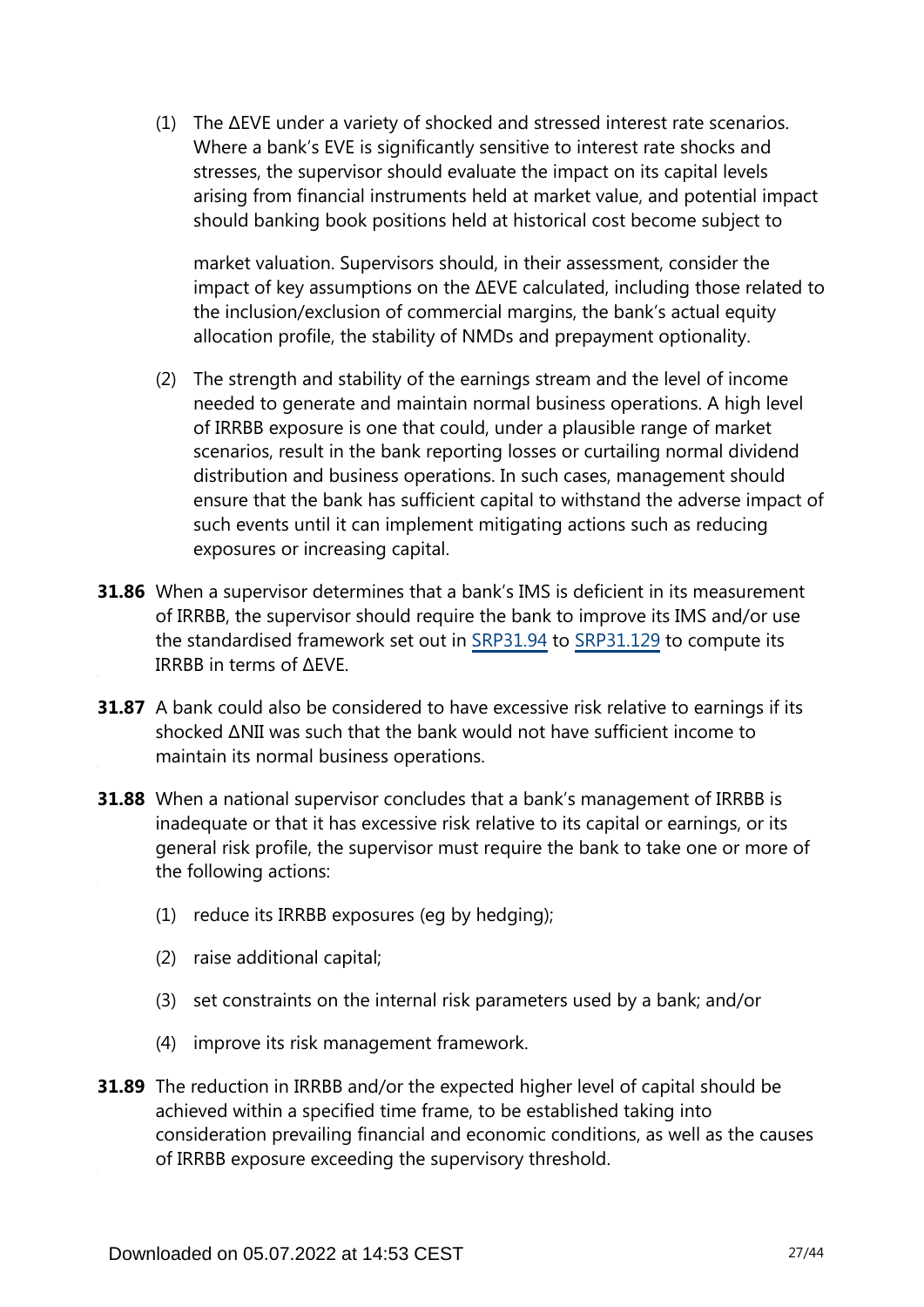(1) The ΔEVE under a variety of shocked and stressed interest rate scenarios. Where a bank's EVE is significantly sensitive to interest rate shocks and stresses, the supervisor should evaluate the impact on its capital levels arising from financial instruments held at market value, and potential impact should banking book positions held at historical cost become subject to market valuation. Supervisors should, in their assessment, consider the impact of key assumptions on the ΔEVE calculated, including those related to the inclusion/exclusion of commercial margins, the bank's actual equity allocation profile, the stability of NMDs and prepayment optionality.

(2) The strength and stability of the earnings stream and the level of income needed to generate and maintain normal business operations. A high level of IRRBB exposure is one that could, under a plausible range of market scenarios, result in the bank reporting losses or curtailing normal dividend distribution and business operations. In such cases, management should ensure that the bank has sufficient capital to withstand the adverse impact of such events until it can implement mitigating actions such as reducing exposures or increasing capital.

**31.86** When a supervisor determines that a bank's IMS is deficient in its measurement of IRRBB, the supervisor should require the bank to improve its IMS and/or use the standardised framework set out in SRP31.94 to SRP31.129 to compute its IRRBB in terms of ΔEVE.

**31.87** A bank could also be considered to have excessive risk relative to earnings if its shocked ΔNII was such that the bank would not have sufficient income to maintain its normal business operations.

**31.88** When a national supervisor concludes that a bank's management of IRRBB is inadequate or that it has excessive risk relative to its capital or earnings, or its general risk profile, the supervisor must require the bank to take one or more of the following actions:

(1) reduce its IRRBB exposures (eg by hedging);

(2) raise additional capital;

(3) set constraints on the internal risk parameters used by a bank; and/or

(4) improve its risk management framework.

**31.89** The reduction in IRRBB and/or the expected higher level of capital should be achieved within a specified time frame, to be established taking into consideration prevailing financial and economic conditions, as well as the causes of IRRBB exposure exceeding the supervisory threshold.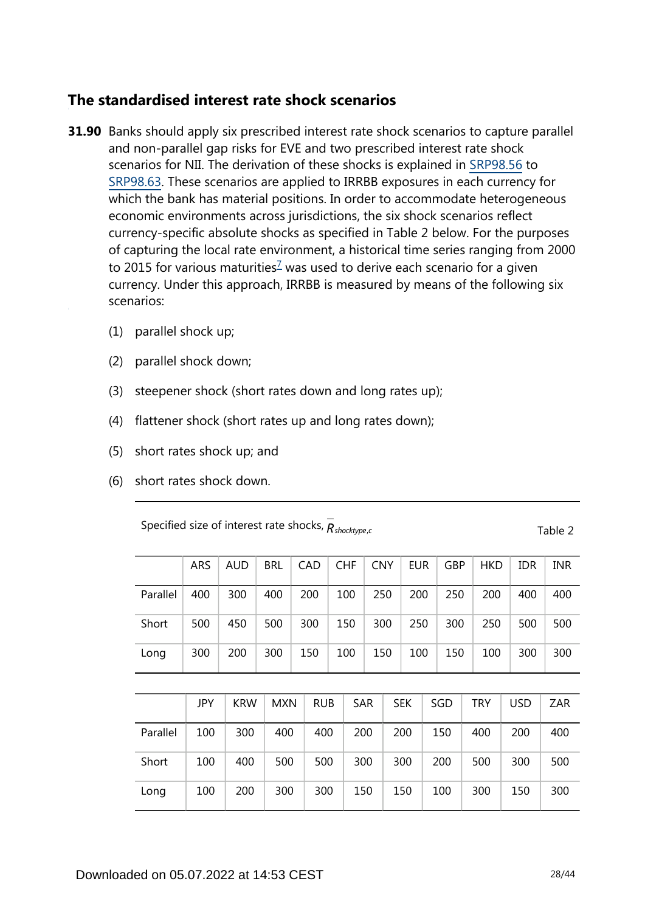## The standardised interest rate shock scenarios

**31.90** Banks should apply six prescribed interest rate shock scenarios to capture parallel and non-parallel gap risks for EVE and two prescribed interest rate shock scenarios for NII. The derivation of these shocks is explained in SRP98.56 to SRP98.63. These scenarios are applied to IRRBB exposures in each currency for which the bank has material positions. In order to accommodate heterogeneous economic environments across jurisdictions, the six shock scenarios reflect currency-specific absolute shocks as specified in Table 2 below. For the purposes of capturing the local rate environment, a historical time series ranging from 2000 to 2015 for various maturities[7] was used to derive each scenario for a given currency. Under this approach, IRRBB is measured by means of the following six scenarios:

(1) parallel shock up;

(2) parallel shock down;

(3) steepener shock (short rates down and long rates up);

(4) flattener shock (short rates up and long rates down);

(5) short rates shock up; and

(6) short rates shock down.

Specified size of interest rate shocks, $\bar{R}_{shocktype,c}$ — Table 2

| | ARS | AUD | BRL | CAD | CHF | CNY | EUR | GBP | HKD | IDR | INR |
|---|---|---|---|---|---|---|---|---|---|---|---|
| Parallel | 400 | 300 | 400 | 200 | 100 | 250 | 200 | 250 | 200 | 400 | 400 |
| Short | 500 | 450 | 500 | 300 | 150 | 300 | 250 | 300 | 250 | 500 | 500 |
| Long | 300 | 200 | 300 | 150 | 100 | 150 | 100 | 150 | 100 | 300 | 300 |

| | JPY | KRW | MXN | RUB | SAR | SEK | SGD | TRY | USD | ZAR |
|---|---|---|---|---|---|---|---|---|---|---|
| Parallel | 100 | 300 | 400 | 400 | 200 | 200 | 150 | 400 | 200 | 400 |
| Short | 100 | 400 | 500 | 500 | 300 | 300 | 200 | 500 | 300 | 500 |
| Long | 100 | 200 | 300 | 300 | 150 | 150 | 100 | 300 | 150 | 300 |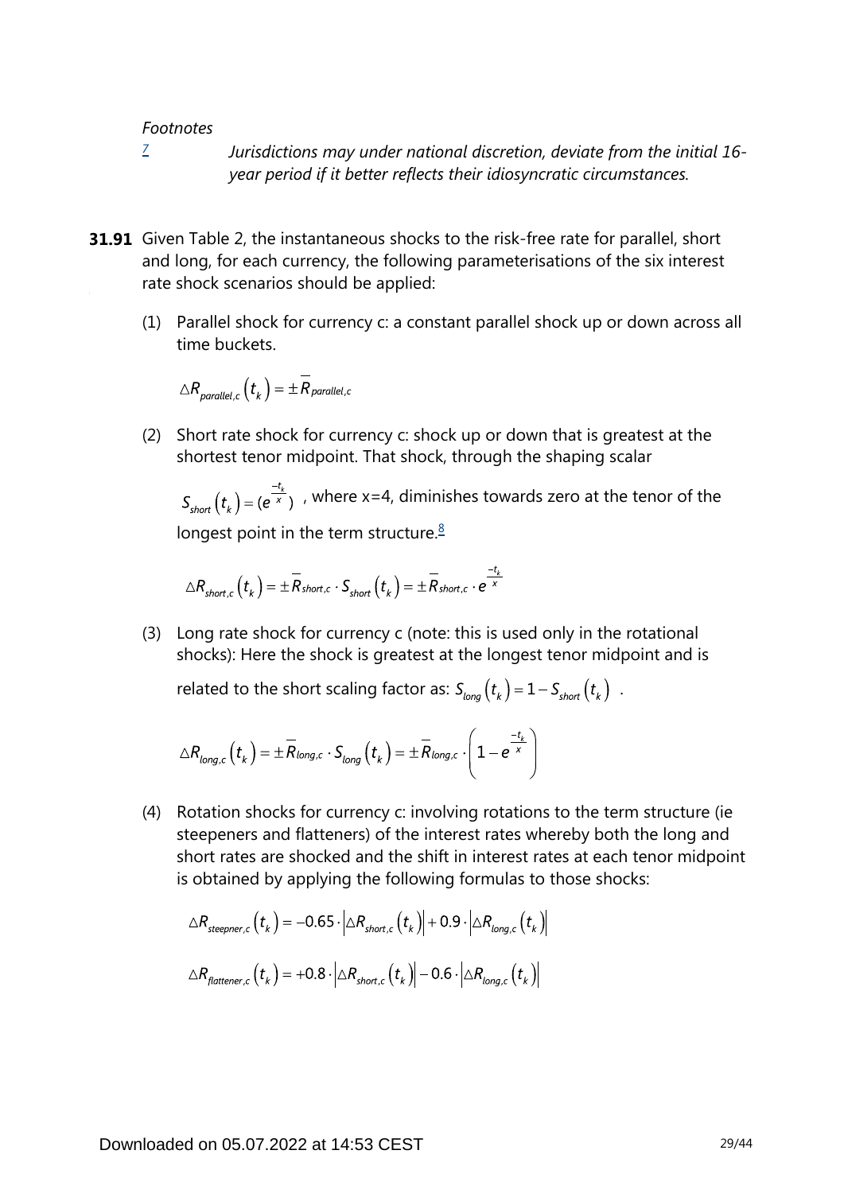*Footnotes*

[7] *Jurisdictions may under national discretion, deviate from the initial 16-year period if it better reflects their idiosyncratic circumstances.*

**31.91** Given Table 2, the instantaneous shocks to the risk-free rate for parallel, short and long, for each currency, the following parameterisations of the six interest rate shock scenarios should be applied:

(1) Parallel shock for currency c: a constant parallel shock up or down across all time buckets.

$$\triangle R_{parallel,c}\left(t_k\right) = \pm \overline{R}_{parallel,c}$$

(2) Short rate shock for currency c: shock up or down that is greatest at the shortest tenor midpoint. That shock, through the shaping scalar $S_{short}\left(t_k\right) = (e^{\frac{-t_k}{x}})$ , where x=4, diminishes towards zero at the tenor of the longest point in the term structure.[8]

$$\triangle R_{short,c}\left(t_k\right) = \pm \overline{R}_{short,c} \cdot S_{short}\left(t_k\right) = \pm \overline{R}_{short,c} \cdot e^{\frac{-t_k}{x}}$$

(3) Long rate shock for currency c (note: this is used only in the rotational shocks): Here the shock is greatest at the longest tenor midpoint and is related to the short scaling factor as: $S_{long}\left(t_k\right) = 1 - S_{short}\left(t_k\right)$ .

$$\triangle R_{long,c}\left(t_k\right) = \pm \overline{R}_{long,c} \cdot S_{long}\left(t_k\right) = \pm \overline{R}_{long,c} \cdot \left(1 - e^{\frac{-t_k}{x}}\right)$$

(4) Rotation shocks for currency c: involving rotations to the term structure (ie steepeners and flatteners) of the interest rates whereby both the long and short rates are shocked and the shift in interest rates at each tenor midpoint is obtained by applying the following formulas to those shocks:

$$\triangle R_{steepner,c}\left(t_k\right) = -0.65 \cdot \left|\triangle R_{short,c}\left(t_k\right)\right| + 0.9 \cdot \left|\triangle R_{long,c}\left(t_k\right)\right|$$

$$\triangle R_{flattener,c}\left(t_k\right) = +0.8 \cdot \left|\triangle R_{short,c}\left(t_k\right)\right| - 0.6 \cdot \left|\triangle R_{long,c}\left(t_k\right)\right|$$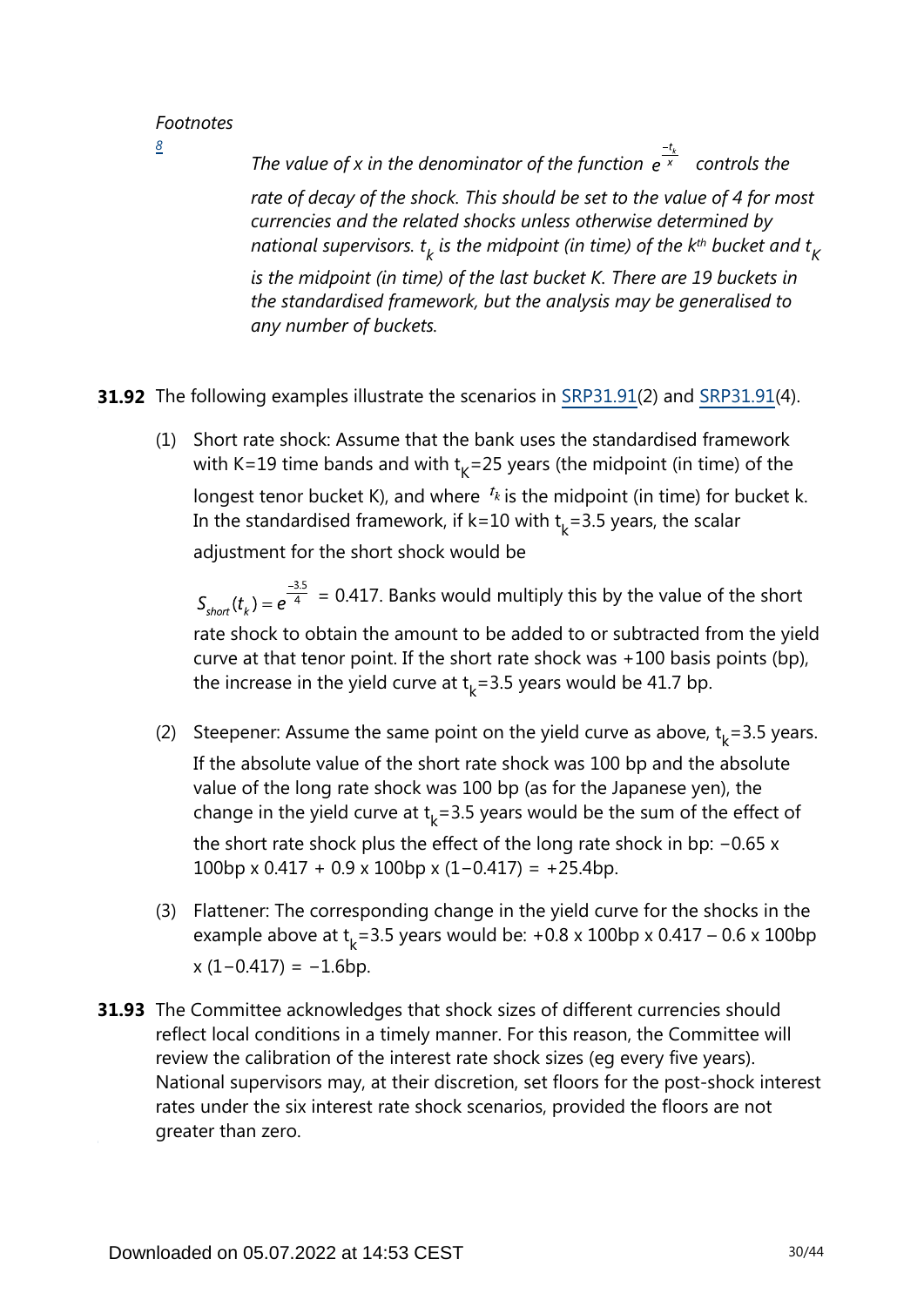*Footnotes*

[8] *The value of x in the denominator of the function $e^{\frac{-t_k}{x}}$ controls the rate of decay of the shock. This should be set to the value of 4 for most currencies and the related shocks unless otherwise determined by national supervisors. $t_k$ is the midpoint (in time) of the $k^{th}$ bucket and $t_K$ is the midpoint (in time) of the last bucket K. There are 19 buckets in the standardised framework, but the analysis may be generalised to any number of buckets.*

**31.92** The following examples illustrate the scenarios in SRP31.91(2) and SRP31.91(4).

(1) Short rate shock: Assume that the bank uses the standardised framework with K=19 time bands and with $t_K$=25 years (the midpoint (in time) of the longest tenor bucket K), and where $t_k$ is the midpoint (in time) for bucket k. In the standardised framework, if k=10 with $t_k$=3.5 years, the scalar adjustment for the short shock would be $S_{short}(t_k) = e^{\frac{-3.5}{4}}$ = 0.417. Banks would multiply this by the value of the short rate shock to obtain the amount to be added to or subtracted from the yield curve at that tenor point. If the short rate shock was +100 basis points (bp), the increase in the yield curve at $t_k$=3.5 years would be 41.7 bp.

(2) Steepener: Assume the same point on the yield curve as above, $t_k$=3.5 years. If the absolute value of the short rate shock was 100 bp and the absolute value of the long rate shock was 100 bp (as for the Japanese yen), the change in the yield curve at $t_k$=3.5 years would be the sum of the effect of the short rate shock plus the effect of the long rate shock in bp: −0.65 x 100bp x 0.417 + 0.9 x 100bp x (1−0.417) = +25.4bp.

(3) Flattener: The corresponding change in the yield curve for the shocks in the example above at $t_k$=3.5 years would be: +0.8 x 100bp x 0.417 – 0.6 x 100bp x (1−0.417) = −1.6bp.

**31.93** The Committee acknowledges that shock sizes of different currencies should reflect local conditions in a timely manner. For this reason, the Committee will review the calibration of the interest rate shock sizes (eg every five years). National supervisors may, at their discretion, set floors for the post-shock interest rates under the six interest rate shock scenarios, provided the floors are not greater than zero.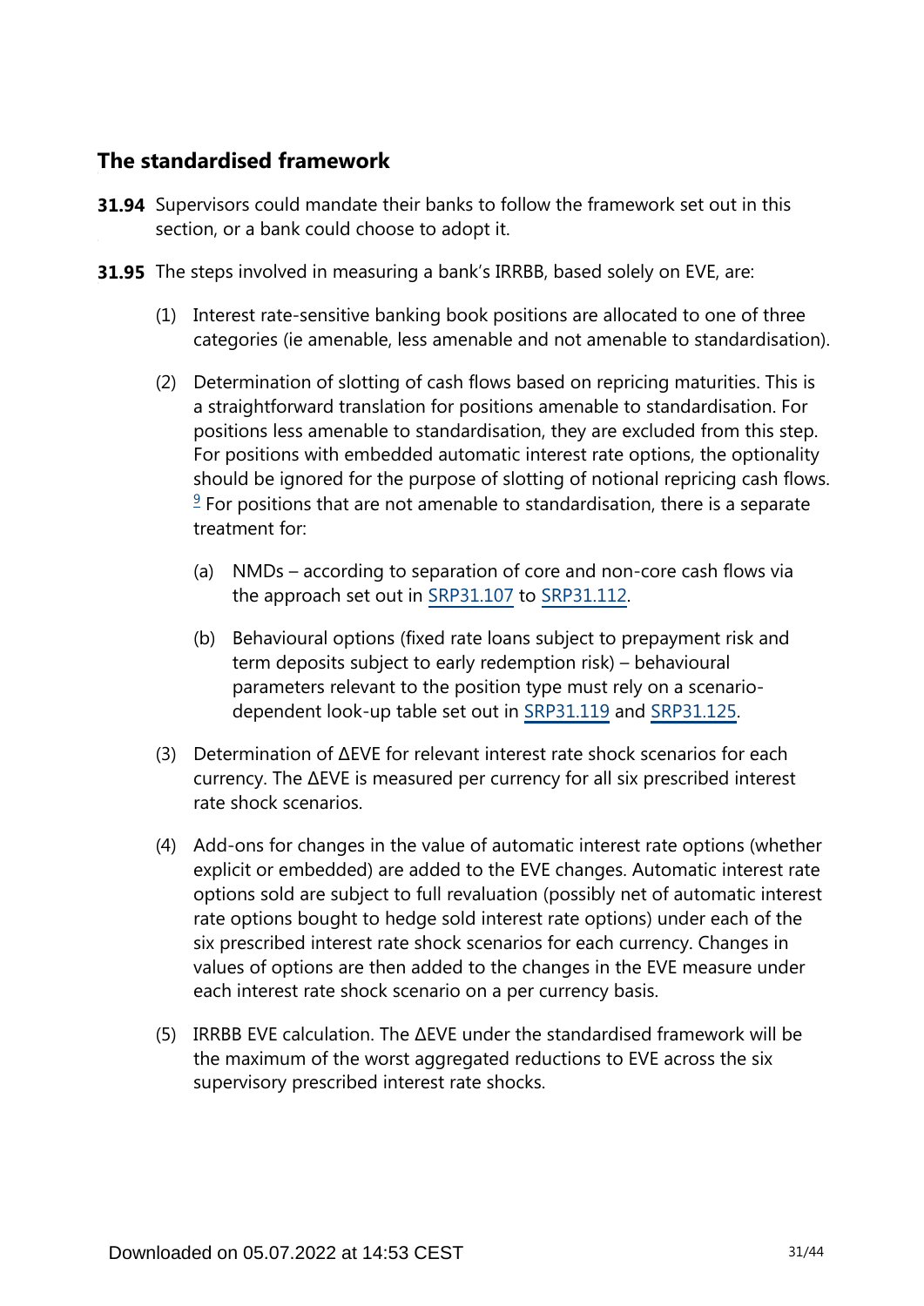## The standardised framework

**31.94** Supervisors could mandate their banks to follow the framework set out in this section, or a bank could choose to adopt it.

**31.95** The steps involved in measuring a bank's IRRBB, based solely on EVE, are:

(1) Interest rate-sensitive banking book positions are allocated to one of three categories (ie amenable, less amenable and not amenable to standardisation).

(2) Determination of slotting of cash flows based on repricing maturities. This is a straightforward translation for positions amenable to standardisation. For positions less amenable to standardisation, they are excluded from this step. For positions with embedded automatic interest rate options, the optionality should be ignored for the purpose of slotting of notional repricing cash flows.[9] For positions that are not amenable to standardisation, there is a separate treatment for:

  (a) NMDs – according to separation of core and non-core cash flows via the approach set out in SRP31.107 to SRP31.112.

  (b) Behavioural options (fixed rate loans subject to prepayment risk and term deposits subject to early redemption risk) – behavioural parameters relevant to the position type must rely on a scenario-dependent look-up table set out in SRP31.119 and SRP31.125.

(3) Determination of ΔEVE for relevant interest rate shock scenarios for each currency. The ΔEVE is measured per currency for all six prescribed interest rate shock scenarios.

(4) Add-ons for changes in the value of automatic interest rate options (whether explicit or embedded) are added to the EVE changes. Automatic interest rate options sold are subject to full revaluation (possibly net of automatic interest rate options bought to hedge sold interest rate options) under each of the six prescribed interest rate shock scenarios for each currency. Changes in values of options are then added to the changes in the EVE measure under each interest rate shock scenario on a per currency basis.

(5) IRRBB EVE calculation. The ΔEVE under the standardised framework will be the maximum of the worst aggregated reductions to EVE across the six supervisory prescribed interest rate shocks.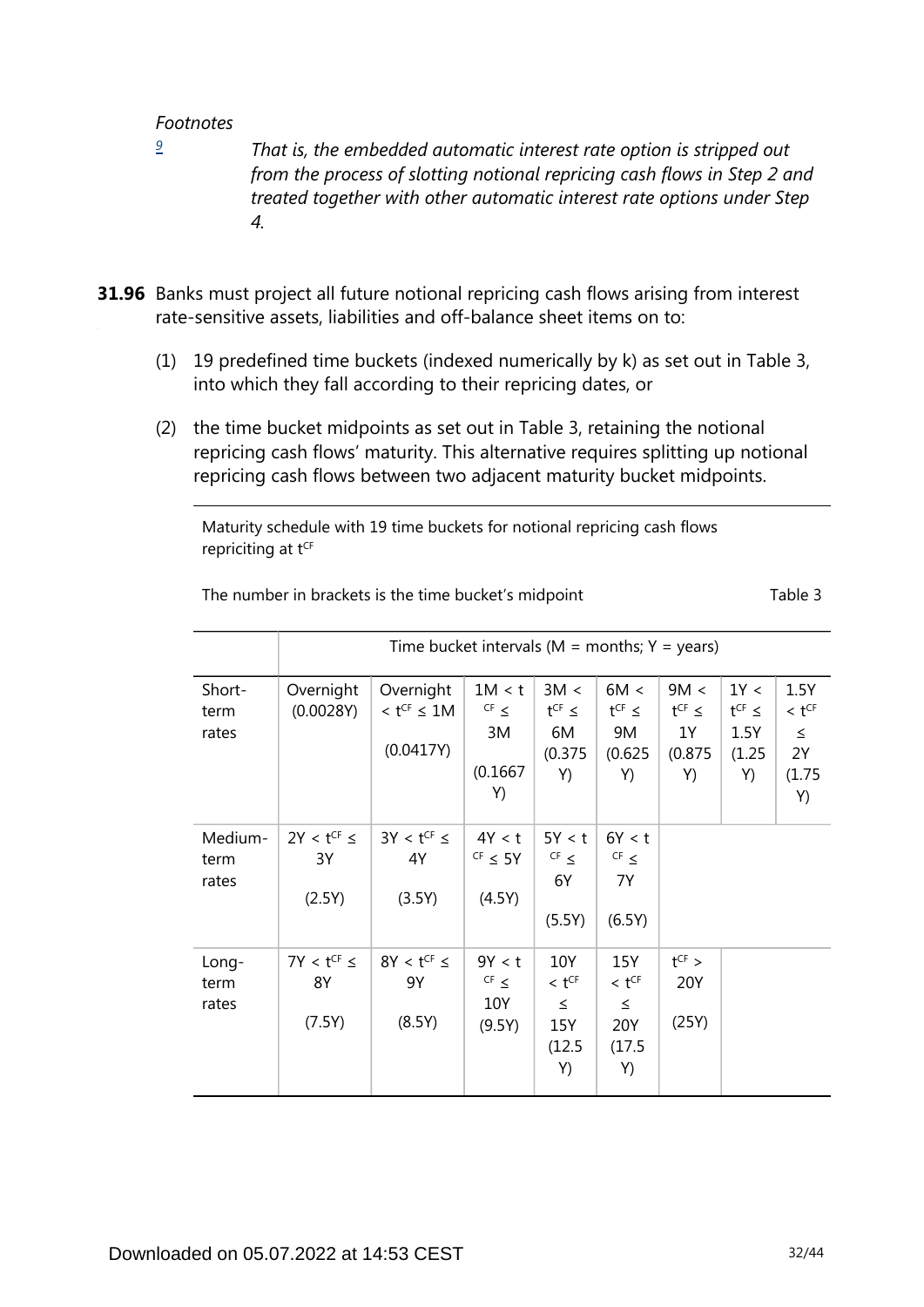*Footnotes*

9 *That is, the embedded automatic interest rate option is stripped out from the process of slotting notional repricing cash flows in Step 2 and treated together with other automatic interest rate options under Step 4.*

**31.96** Banks must project all future notional repricing cash flows arising from interest rate-sensitive assets, liabilities and off-balance sheet items on to:

(1) 19 predefined time buckets (indexed numerically by k) as set out in Table 3, into which they fall according to their repricing dates, or

(2) the time bucket midpoints as set out in Table 3, retaining the notional repricing cash flows' maturity. This alternative requires splitting up notional repricing cash flows between two adjacent maturity bucket midpoints.

Maturity schedule with 19 time buckets for notional repricing cash flows repriciting at $t^{CF}$

The number in brackets is the time bucket's midpoint — Table 3

| | Time bucket intervals (M = months; Y = years) | | | | | | | |
|---|---|---|---|---|---|---|---|---|
| Short-term rates | Overnight (0.0028Y) | Overnight $< t^{CF} \leq$ 1M (0.0417Y) | 1M $< t^{CF} \leq$ 3M (0.1667Y) | 3M $< t^{CF} \leq$ 6M (0.375Y) | 6M $< t^{CF} \leq$ 9M (0.625Y) | 9M $< t^{CF} \leq$ 1Y (0.875Y) | 1Y $< t^{CF} \leq$ 1.5Y (1.25Y) | 1.5Y $< t^{CF} \leq$ 2Y (1.75Y) |
| Medium-term rates | 2Y $< t^{CF} \leq$ 3Y (2.5Y) | 3Y $< t^{CF} \leq$ 4Y (3.5Y) | 4Y $< t^{CF} \leq$ 5Y (4.5Y) | 5Y $< t^{CF} \leq$ 6Y (5.5Y) | 6Y $< t^{CF} \leq$ 7Y (6.5Y) | | | |
| Long-term rates | 7Y $< t^{CF} \leq$ 8Y (7.5Y) | 8Y $< t^{CF} \leq$ 9Y (8.5Y) | 9Y $< t^{CF} \leq$ 10Y (9.5Y) | 10Y $< t^{CF} \leq$ 15Y (12.5Y) | 15Y $< t^{CF} \leq$ 20Y (17.5Y) | $t^{CF} >$ 20Y (25Y) | | |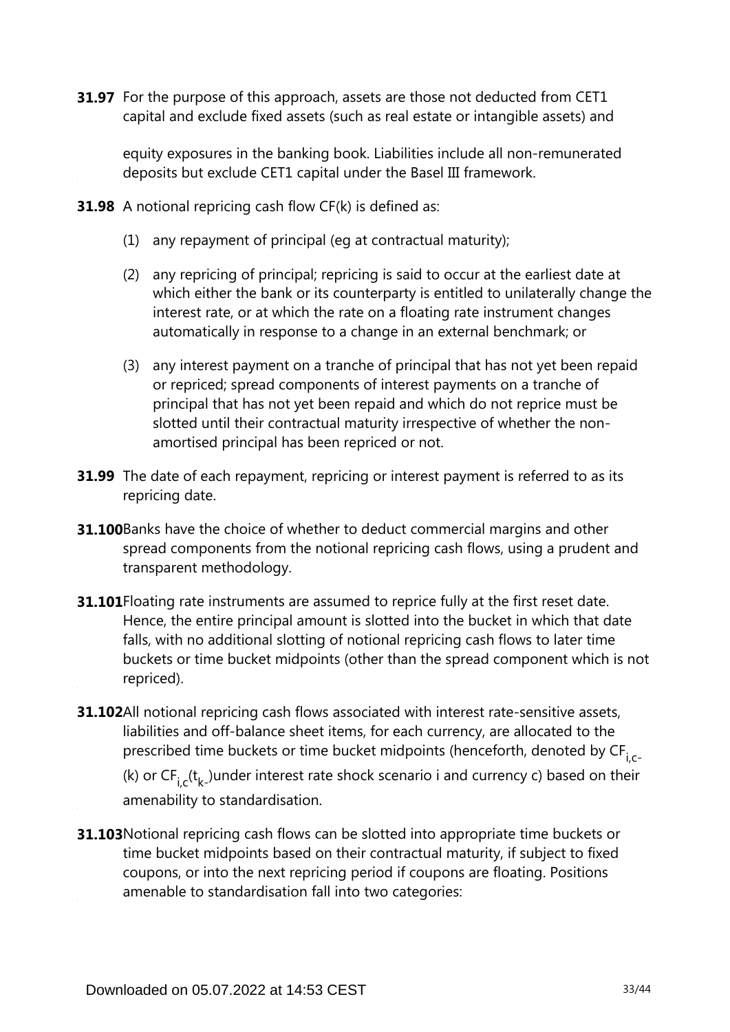**31.97** For the purpose of this approach, assets are those not deducted from CET1 capital and exclude fixed assets (such as real estate or intangible assets) and equity exposures in the banking book. Liabilities include all non-remunerated deposits but exclude CET1 capital under the Basel III framework.

**31.98** A notional repricing cash flow CF(k) is defined as:

(1) any repayment of principal (eg at contractual maturity);

(2) any repricing of principal; repricing is said to occur at the earliest date at which either the bank or its counterparty is entitled to unilaterally change the interest rate, or at which the rate on a floating rate instrument changes automatically in response to a change in an external benchmark; or

(3) any interest payment on a tranche of principal that has not yet been repaid or repriced; spread components of interest payments on a tranche of principal that has not yet been repaid and which do not reprice must be slotted until their contractual maturity irrespective of whether the non-amortised principal has been repriced or not.

**31.99** The date of each repayment, repricing or interest payment is referred to as its repricing date.

**31.100** Banks have the choice of whether to deduct commercial margins and other spread components from the notional repricing cash flows, using a prudent and transparent methodology.

**31.101** Floating rate instruments are assumed to reprice fully at the first reset date. Hence, the entire principal amount is slotted into the bucket in which that date falls, with no additional slotting of notional repricing cash flows to later time buckets or time bucket midpoints (other than the spread component which is not repriced).

**31.102** All notional repricing cash flows associated with interest rate-sensitive assets, liabilities and off-balance sheet items, for each currency, are allocated to the prescribed time buckets or time bucket midpoints (henceforth, denoted by $CF_{i,c}(k)$ or $CF_{i,c}(t_k)$ under interest rate shock scenario i and currency c) based on their amenability to standardisation.

**31.103** Notional repricing cash flows can be slotted into appropriate time buckets or time bucket midpoints based on their contractual maturity, if subject to fixed coupons, or into the next repricing period if coupons are floating. Positions amenable to standardisation fall into two categories: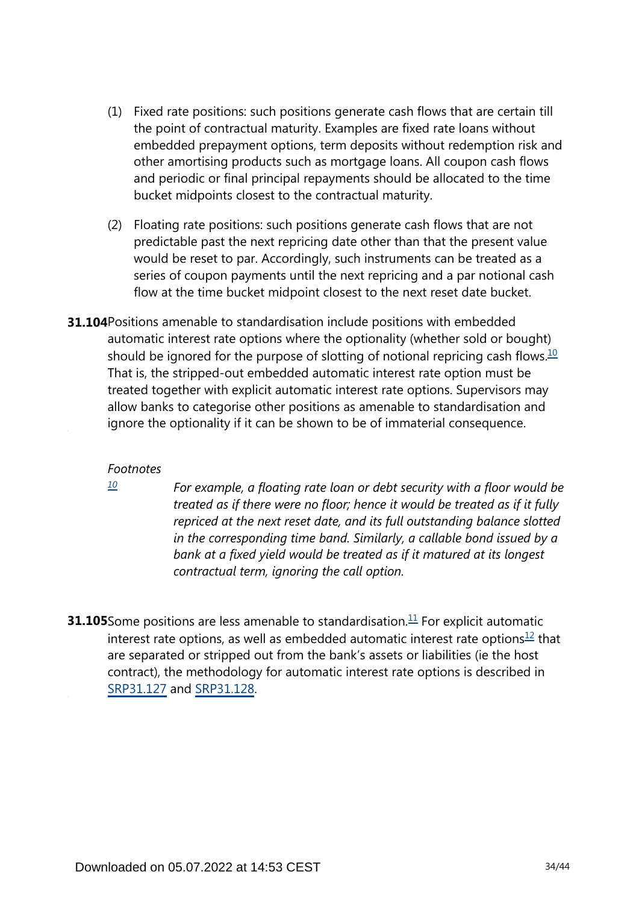(1) Fixed rate positions: such positions generate cash flows that are certain till the point of contractual maturity. Examples are fixed rate loans without embedded prepayment options, term deposits without redemption risk and other amortising products such as mortgage loans. All coupon cash flows and periodic or final principal repayments should be allocated to the time bucket midpoints closest to the contractual maturity.

(2) Floating rate positions: such positions generate cash flows that are not predictable past the next repricing date other than that the present value would be reset to par. Accordingly, such instruments can be treated as a series of coupon payments until the next repricing and a par notional cash flow at the time bucket midpoint closest to the next reset date bucket.

**31.104** Positions amenable to standardisation include positions with embedded automatic interest rate options where the optionality (whether sold or bought) should be ignored for the purpose of slotting of notional repricing cash flows.[10] That is, the stripped-out embedded automatic interest rate option must be treated together with explicit automatic interest rate options. Supervisors may allow banks to categorise other positions as amenable to standardisation and ignore the optionality if it can be shown to be of immaterial consequence.

*Footnotes*

[10] *For example, a floating rate loan or debt security with a floor would be treated as if there were no floor; hence it would be treated as if it fully repriced at the next reset date, and its full outstanding balance slotted in the corresponding time band. Similarly, a callable bond issued by a bank at a fixed yield would be treated as if it matured at its longest contractual term, ignoring the call option.*

**31.105** Some positions are less amenable to standardisation.[11] For explicit automatic interest rate options, as well as embedded automatic interest rate options[12] that are separated or stripped out from the bank's assets or liabilities (ie the host contract), the methodology for automatic interest rate options is described in SRP31.127 and SRP31.128.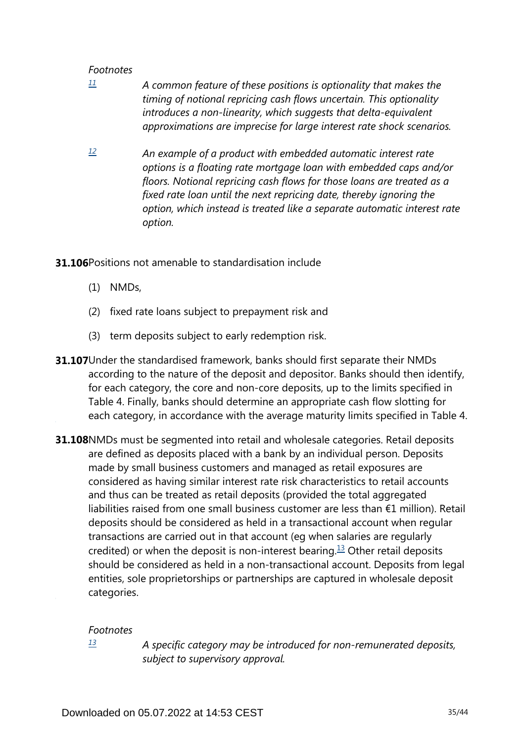*Footnotes*

[11] *A common feature of these positions is optionality that makes the timing of notional repricing cash flows uncertain. This optionality introduces a non-linearity, which suggests that delta-equivalent approximations are imprecise for large interest rate shock scenarios.*

[12] *An example of a product with embedded automatic interest rate options is a floating rate mortgage loan with embedded caps and/or floors. Notional repricing cash flows for those loans are treated as a fixed rate loan until the next repricing date, thereby ignoring the option, which instead is treated like a separate automatic interest rate option.*

**31.106** Positions not amenable to standardisation include

(1) NMDs,

(2) fixed rate loans subject to prepayment risk and

(3) term deposits subject to early redemption risk.

**31.107** Under the standardised framework, banks should first separate their NMDs according to the nature of the deposit and depositor. Banks should then identify, for each category, the core and non-core deposits, up to the limits specified in Table 4. Finally, banks should determine an appropriate cash flow slotting for each category, in accordance with the average maturity limits specified in Table 4.

**31.108** NMDs must be segmented into retail and wholesale categories. Retail deposits are defined as deposits placed with a bank by an individual person. Deposits made by small business customers and managed as retail exposures are considered as having similar interest rate risk characteristics to retail accounts and thus can be treated as retail deposits (provided the total aggregated liabilities raised from one small business customer are less than €1 million). Retail deposits should be considered as held in a transactional account when regular transactions are carried out in that account (eg when salaries are regularly credited) or when the deposit is non-interest bearing.[13] Other retail deposits should be considered as held in a non-transactional account. Deposits from legal entities, sole proprietorships or partnerships are captured in wholesale deposit categories.

*Footnotes*

[13] *A specific category may be introduced for non-remunerated deposits, subject to supervisory approval.*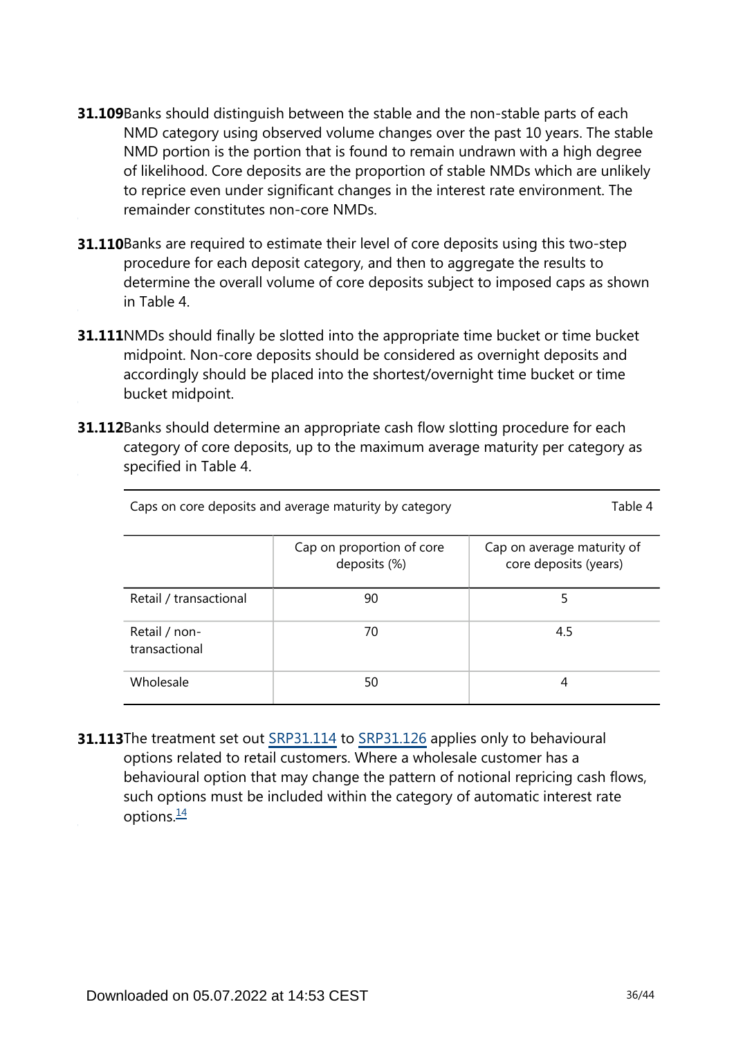**31.109** Banks should distinguish between the stable and the non-stable parts of each NMD category using observed volume changes over the past 10 years. The stable NMD portion is the portion that is found to remain undrawn with a high degree of likelihood. Core deposits are the proportion of stable NMDs which are unlikely to reprice even under significant changes in the interest rate environment. The remainder constitutes non-core NMDs.

**31.110** Banks are required to estimate their level of core deposits using this two-step procedure for each deposit category, and then to aggregate the results to determine the overall volume of core deposits subject to imposed caps as shown in Table 4.

**31.111** NMDs should finally be slotted into the appropriate time bucket or time bucket midpoint. Non-core deposits should be considered as overnight deposits and accordingly should be placed into the shortest/overnight time bucket or time bucket midpoint.

**31.112** Banks should determine an appropriate cash flow slotting procedure for each category of core deposits, up to the maximum average maturity per category as specified in Table 4.

Caps on core deposits and average maturity by category — Table 4

| | Cap on proportion of core deposits (%) | Cap on average maturity of core deposits (years) |
|---|---|---|
| Retail / transactional | 90 | 5 |
| Retail / non-transactional | 70 | 4.5 |
| Wholesale | 50 | 4 |

**31.113** The treatment set out SRP31.114 to SRP31.126 applies only to behavioural options related to retail customers. Where a wholesale customer has a behavioural option that may change the pattern of notional repricing cash flows, such options must be included within the category of automatic interest rate options.[14]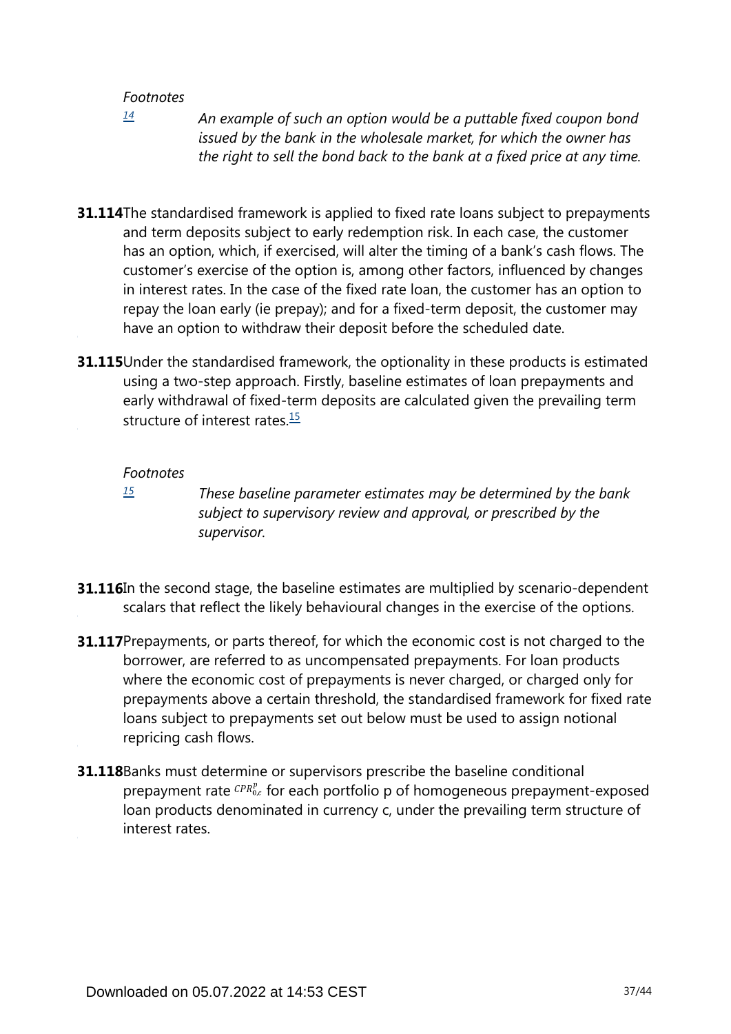*Footnotes*

[14] *An example of such an option would be a puttable fixed coupon bond issued by the bank in the wholesale market, for which the owner has the right to sell the bond back to the bank at a fixed price at any time.*

**31.114** The standardised framework is applied to fixed rate loans subject to prepayments and term deposits subject to early redemption risk. In each case, the customer has an option, which, if exercised, will alter the timing of a bank's cash flows. The customer's exercise of the option is, among other factors, influenced by changes in interest rates. In the case of the fixed rate loan, the customer has an option to repay the loan early (ie prepay); and for a fixed-term deposit, the customer may have an option to withdraw their deposit before the scheduled date.

**31.115** Under the standardised framework, the optionality in these products is estimated using a two-step approach. Firstly, baseline estimates of loan prepayments and early withdrawal of fixed-term deposits are calculated given the prevailing term structure of interest rates.[15]

*Footnotes*

[15] *These baseline parameter estimates may be determined by the bank subject to supervisory review and approval, or prescribed by the supervisor.*

**31.116** In the second stage, the baseline estimates are multiplied by scenario-dependent scalars that reflect the likely behavioural changes in the exercise of the options.

**31.117** Prepayments, or parts thereof, for which the economic cost is not charged to the borrower, are referred to as uncompensated prepayments. For loan products where the economic cost of prepayments is never charged, or charged only for prepayments above a certain threshold, the standardised framework for fixed rate loans subject to prepayments set out below must be used to assign notional repricing cash flows.

**31.118** Banks must determine or supervisors prescribe the baseline conditional prepayment rate $CPR_{0,c}^{p}$ for each portfolio p of homogeneous prepayment-exposed loan products denominated in currency c, under the prevailing term structure of interest rates.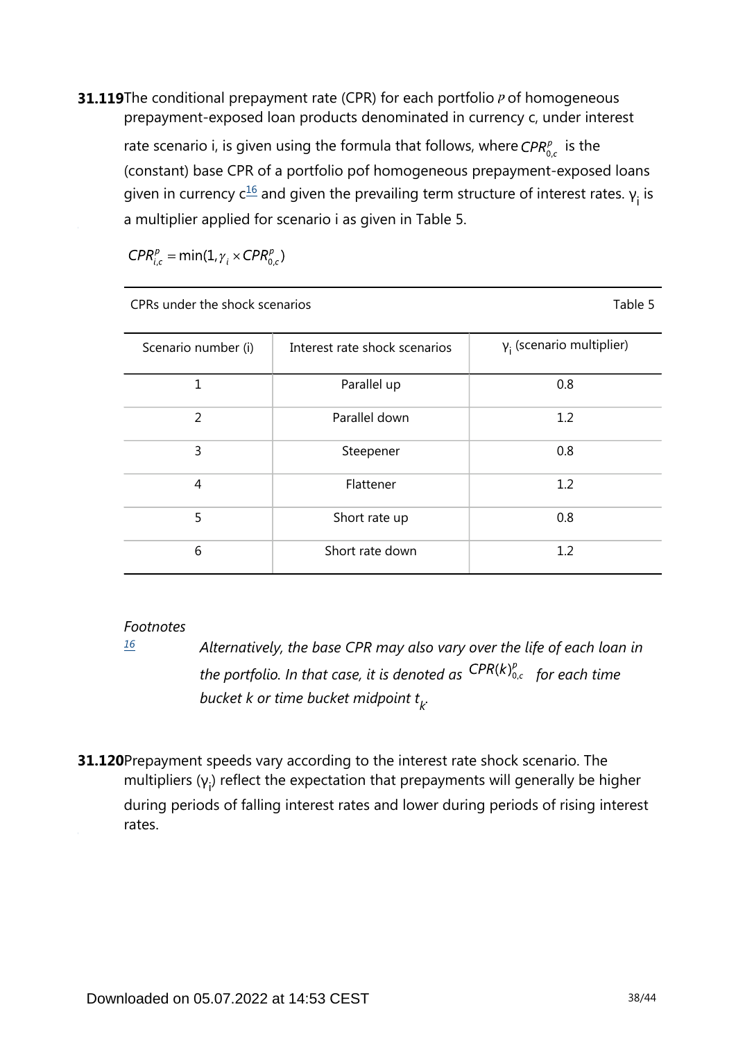**31.119** The conditional prepayment rate (CPR) for each portfolio $p$ of homogeneous prepayment-exposed loan products denominated in currency c, under interest rate scenario i, is given using the formula that follows, where $CPR_{0,c}^{p}$ is the (constant) base CPR of a portfolio pof homogeneous prepayment-exposed loans given in currency c[16] and given the prevailing term structure of interest rates. $\gamma_i$ is a multiplier applied for scenario i as given in Table 5.

$$CPR_{i,c}^{p} = \min(1, \gamma_i \times CPR_{0,c}^{p})$$

CPRs under the shock scenarios — Table 5

| Scenario number (i) | Interest rate shock scenarios | $\gamma_i$ (scenario multiplier) |
|---|---|---|
| 1 | Parallel up | 0.8 |
| 2 | Parallel down | 1.2 |
| 3 | Steepener | 0.8 |
| 4 | Flattener | 1.2 |
| 5 | Short rate up | 0.8 |
| 6 | Short rate down | 1.2 |

*Footnotes*

[16] *Alternatively, the base CPR may also vary over the life of each loan in the portfolio. In that case, it is denoted as $CPR(k)_{0,c}^{p}$ for each time bucket k or time bucket midpoint $t_k$.*

**31.120** Prepayment speeds vary according to the interest rate shock scenario. The multipliers ($\gamma_i$) reflect the expectation that prepayments will generally be higher during periods of falling interest rates and lower during periods of rising interest rates.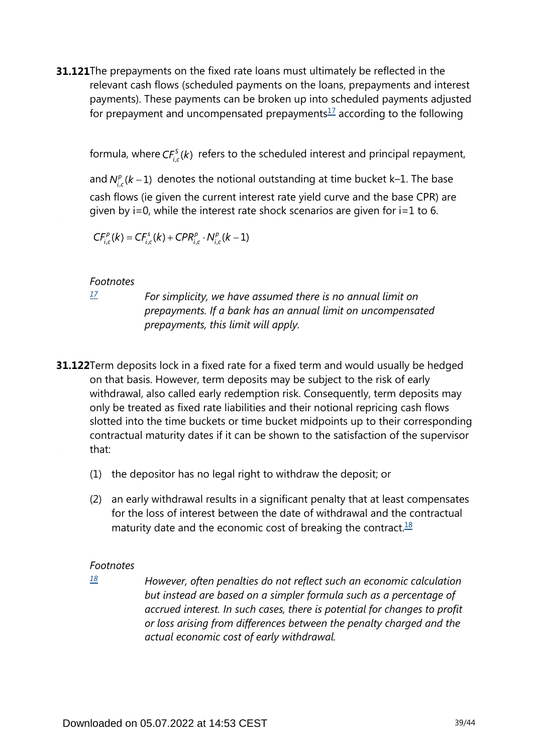**31.121** The prepayments on the fixed rate loans must ultimately be reflected in the relevant cash flows (scheduled payments on the loans, prepayments and interest payments). These payments can be broken up into scheduled payments adjusted for prepayment and uncompensated prepayments[17] according to the following formula, where $CF_{i,c}^{S}(k)$ refers to the scheduled interest and principal repayment, and $N_{i,c}^{p}(k-1)$ denotes the notional outstanding at time bucket k–1. The base cash flows (ie given the current interest rate yield curve and the base CPR) are given by i=0, while the interest rate shock scenarios are given for i=1 to 6.

$$CF_{i,c}^{P}(k) = CF_{i,c}^{s}(k) + CPR_{i,c}^{p} \cdot N_{i,c}^{p}(k-1)$$

*Footnotes*

[17] *For simplicity, we have assumed there is no annual limit on prepayments. If a bank has an annual limit on uncompensated prepayments, this limit will apply.*

**31.122** Term deposits lock in a fixed rate for a fixed term and would usually be hedged on that basis. However, term deposits may be subject to the risk of early withdrawal, also called early redemption risk. Consequently, term deposits may only be treated as fixed rate liabilities and their notional repricing cash flows slotted into the time buckets or time bucket midpoints up to their corresponding contractual maturity dates if it can be shown to the satisfaction of the supervisor that:

(1) the depositor has no legal right to withdraw the deposit; or

(2) an early withdrawal results in a significant penalty that at least compensates for the loss of interest between the date of withdrawal and the contractual maturity date and the economic cost of breaking the contract.[18]

*Footnotes*

[18] *However, often penalties do not reflect such an economic calculation but instead are based on a simpler formula such as a percentage of accrued interest. In such cases, there is potential for changes to profit or loss arising from differences between the penalty charged and the actual economic cost of early withdrawal.*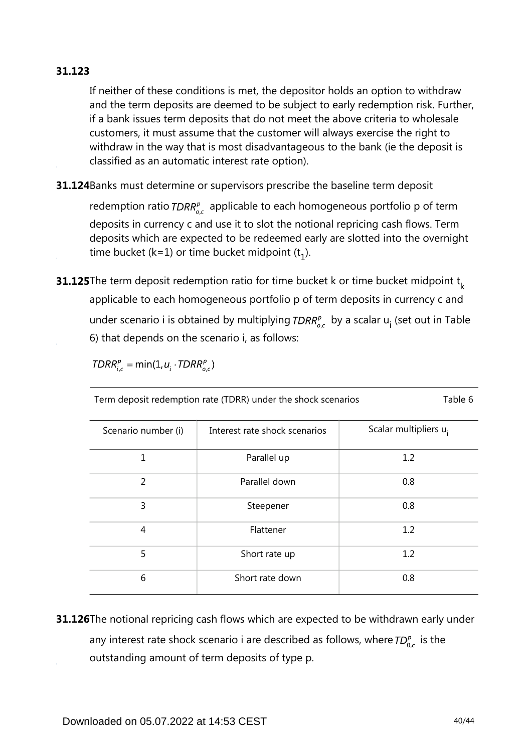**31.123**

If neither of these conditions is met, the depositor holds an option to withdraw and the term deposits are deemed to be subject to early redemption risk. Further, if a bank issues term deposits that do not meet the above criteria to wholesale customers, it must assume that the customer will always exercise the right to withdraw in the way that is most disadvantageous to the bank (ie the deposit is classified as an automatic interest rate option).

**31.124** Banks must determine or supervisors prescribe the baseline term deposit redemption ratio $TDRR_{o,c}^{p}$ applicable to each homogeneous portfolio p of term deposits in currency c and use it to slot the notional repricing cash flows. Term deposits which are expected to be redeemed early are slotted into the overnight time bucket (k=1) or time bucket midpoint ($t_1$).

**31.125** The term deposit redemption ratio for time bucket k or time bucket midpoint $t_k$ applicable to each homogeneous portfolio p of term deposits in currency c and under scenario i is obtained by multiplying $TDRR_{o,c}^{p}$ by a scalar $u_i$ (set out in Table 6) that depends on the scenario i, as follows:

$$TDRR_{i,c}^{p} = \min(1, u_i \cdot TDRR_{o,c}^{p})$$

Term deposit redemption rate (TDRR) under the shock scenarios — Table 6

| Scenario number (i) | Interest rate shock scenarios | Scalar multipliers $u_i$ |
|---|---|---|
| 1 | Parallel up | 1.2 |
| 2 | Parallel down | 0.8 |
| 3 | Steepener | 0.8 |
| 4 | Flattener | 1.2 |
| 5 | Short rate up | 1.2 |
| 6 | Short rate down | 0.8 |

**31.126** The notional repricing cash flows which are expected to be withdrawn early under any interest rate shock scenario i are described as follows, where $TD_{0,c}^{p}$ is the outstanding amount of term deposits of type p.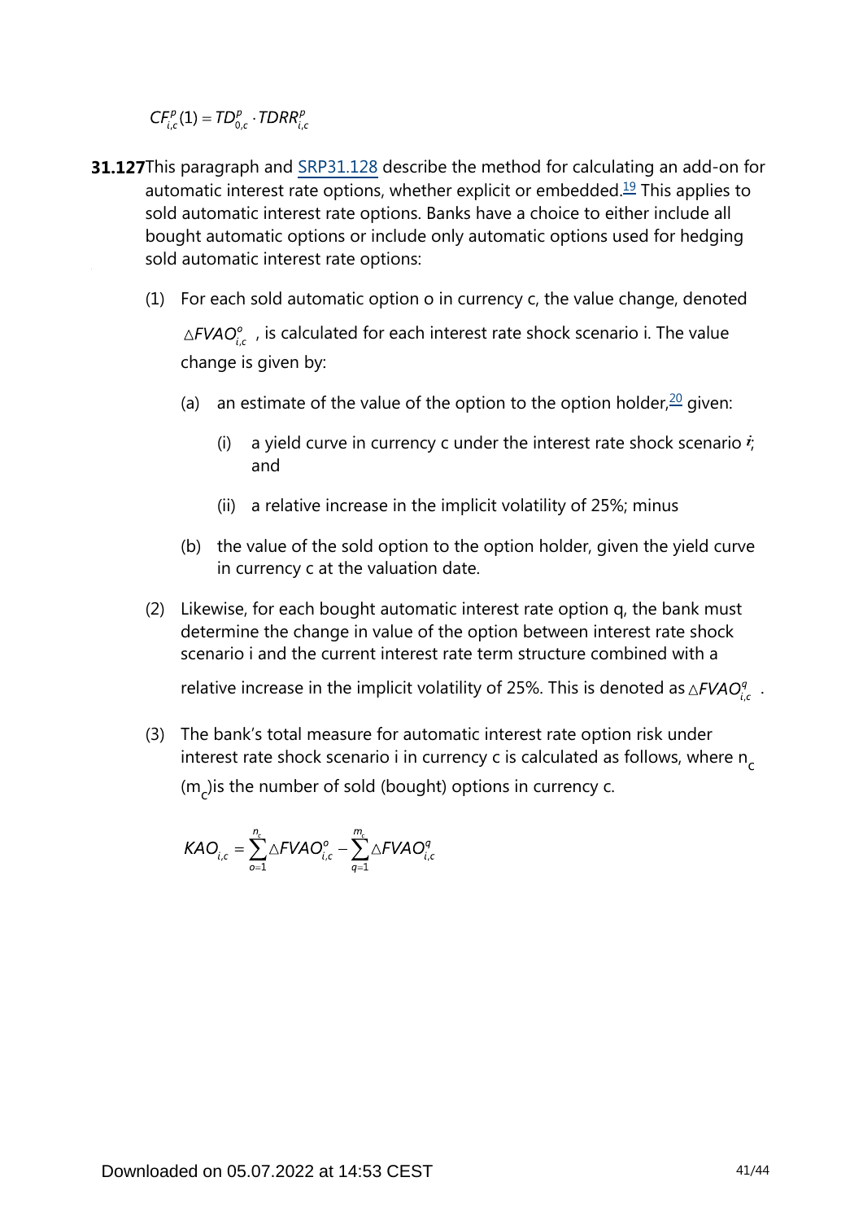$$CF^{p}_{i,c}(1) = TD^{p}_{0,c} \cdot TDRR^{p}_{i,c}$$

**31.127** This paragraph and SRP31.128 describe the method for calculating an add-on for automatic interest rate options, whether explicit or embedded.[19] This applies to sold automatic interest rate options. Banks have a choice to either include all bought automatic options or include only automatic options used for hedging sold automatic interest rate options:

(1) For each sold automatic option o in currency c, the value change, denoted $\triangle FVAO^{o}_{i,c}$, is calculated for each interest rate shock scenario i. The value change is given by:

(a) an estimate of the value of the option to the option holder,[20] given:

(i) a yield curve in currency c under the interest rate shock scenario $i$; and

(ii) a relative increase in the implicit volatility of 25%; minus

(b) the value of the sold option to the option holder, given the yield curve in currency c at the valuation date.

(2) Likewise, for each bought automatic interest rate option q, the bank must determine the change in value of the option between interest rate shock scenario i and the current interest rate term structure combined with a relative increase in the implicit volatility of 25%. This is denoted as $\triangle FVAO^{q}_{i,c}$.

(3) The bank's total measure for automatic interest rate option risk under interest rate shock scenario i in currency c is calculated as follows, where $n_c$ ($m_c$) is the number of sold (bought) options in currency c.

$$KAO_{i,c} = \sum_{o=1}^{n_c} \triangle FVAO^{o}_{i,c} - \sum_{q=1}^{m_c} \triangle FVAO^{q}_{i,c}$$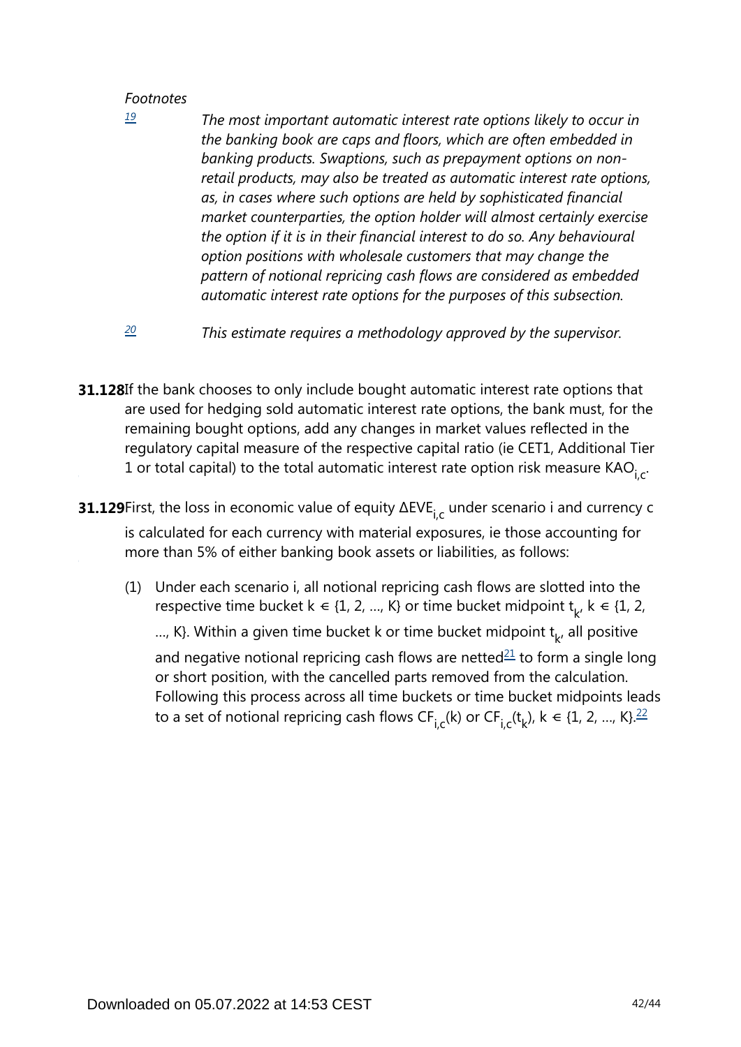*Footnotes*

[19] *The most important automatic interest rate options likely to occur in the banking book are caps and floors, which are often embedded in banking products. Swaptions, such as prepayment options on non-retail products, may also be treated as automatic interest rate options, as, in cases where such options are held by sophisticated financial market counterparties, the option holder will almost certainly exercise the option if it is in their financial interest to do so. Any behavioural option positions with wholesale customers that may change the pattern of notional repricing cash flows are considered as embedded automatic interest rate options for the purposes of this subsection.*

[20] *This estimate requires a methodology approved by the supervisor.*

**31.128** If the bank chooses to only include bought automatic interest rate options that are used for hedging sold automatic interest rate options, the bank must, for the remaining bought options, add any changes in market values reflected in the regulatory capital measure of the respective capital ratio (ie CET1, Additional Tier 1 or total capital) to the total automatic interest rate option risk measure $KAO_{i,c}$.

**31.129** First, the loss in economic value of equity $\Delta EVE_{i,c}$ under scenario i and currency c is calculated for each currency with material exposures, ie those accounting for more than 5% of either banking book assets or liabilities, as follows:

(1) Under each scenario i, all notional repricing cash flows are slotted into the respective time bucket $k \in \{1, 2, \ldots, K\}$ or time bucket midpoint $t_k$, $k \in \{1, 2, \ldots, K\}$. Within a given time bucket k or time bucket midpoint $t_k$, all positive and negative notional repricing cash flows are netted[21] to form a single long or short position, with the cancelled parts removed from the calculation. Following this process across all time buckets or time bucket midpoints leads to a set of notional repricing cash flows $CF_{i,c}(k)$ or $CF_{i,c}(t_k)$, $k \in \{1, 2, \ldots, K\}$.[22]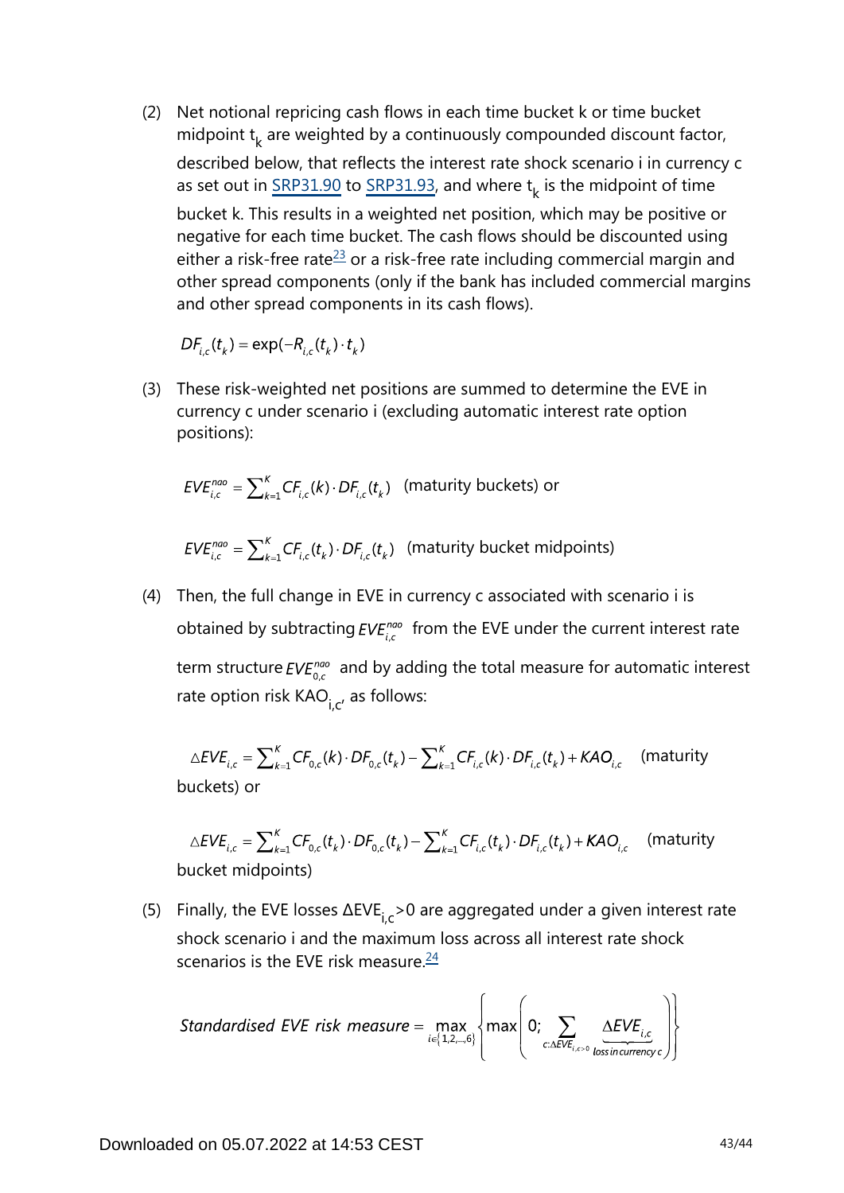(2) Net notional repricing cash flows in each time bucket k or time bucket midpoint $t_k$ are weighted by a continuously compounded discount factor, described below, that reflects the interest rate shock scenario i in currency c as set out in SRP31.90 to SRP31.93, and where $t_k$ is the midpoint of time bucket k. This results in a weighted net position, which may be positive or negative for each time bucket. The cash flows should be discounted using either a risk-free rate[23] or a risk-free rate including commercial margin and other spread components (only if the bank has included commercial margins and other spread components in its cash flows).

$$DF_{i,c}(t_k) = \exp(-R_{i,c}(t_k) \cdot t_k)$$

(3) These risk-weighted net positions are summed to determine the EVE in currency c under scenario i (excluding automatic interest rate option positions):

$$EVE_{i,c}^{nao} = \sum_{k=1}^{K} CF_{i,c}(k) \cdot DF_{i,c}(t_k) \quad \text{(maturity buckets) or}$$

$$EVE_{i,c}^{nao} = \sum_{k=1}^{K} CF_{i,c}(t_k) \cdot DF_{i,c}(t_k) \quad \text{(maturity bucket midpoints)}$$

(4) Then, the full change in EVE in currency c associated with scenario i is obtained by subtracting $EVE_{i,c}^{nao}$ from the EVE under the current interest rate term structure $EVE_{0,c}^{nao}$ and by adding the total measure for automatic interest rate option risk $KAO_{i,c}$, as follows:

$$\triangle EVE_{i,c} = \sum_{k=1}^{K} CF_{0,c}(k) \cdot DF_{0,c}(t_k) - \sum_{k=1}^{K} CF_{i,c}(k) \cdot DF_{i,c}(t_k) + KAO_{i,c} \quad \text{(maturity buckets) or}$$

$$\triangle EVE_{i,c} = \sum_{k=1}^{K} CF_{0,c}(t_k) \cdot DF_{0,c}(t_k) - \sum_{k=1}^{K} CF_{i,c}(t_k) \cdot DF_{i,c}(t_k) + KAO_{i,c} \quad \text{(maturity bucket midpoints)}$$

(5) Finally, the EVE losses $\Delta EVE_{i,c} > 0$ are aggregated under a given interest rate shock scenario i and the maximum loss across all interest rate shock scenarios is the EVE risk measure.[24]

$$\textit{Standardised EVE risk measure} = \max_{i \in \{1,2,\ldots,6\}} \left\{ \max\left( 0; \sum_{c:\Delta EVE_{i,c}>0} \underbrace{\Delta EVE_{i,c}}_{\text{loss in currency } c} \right) \right\}$$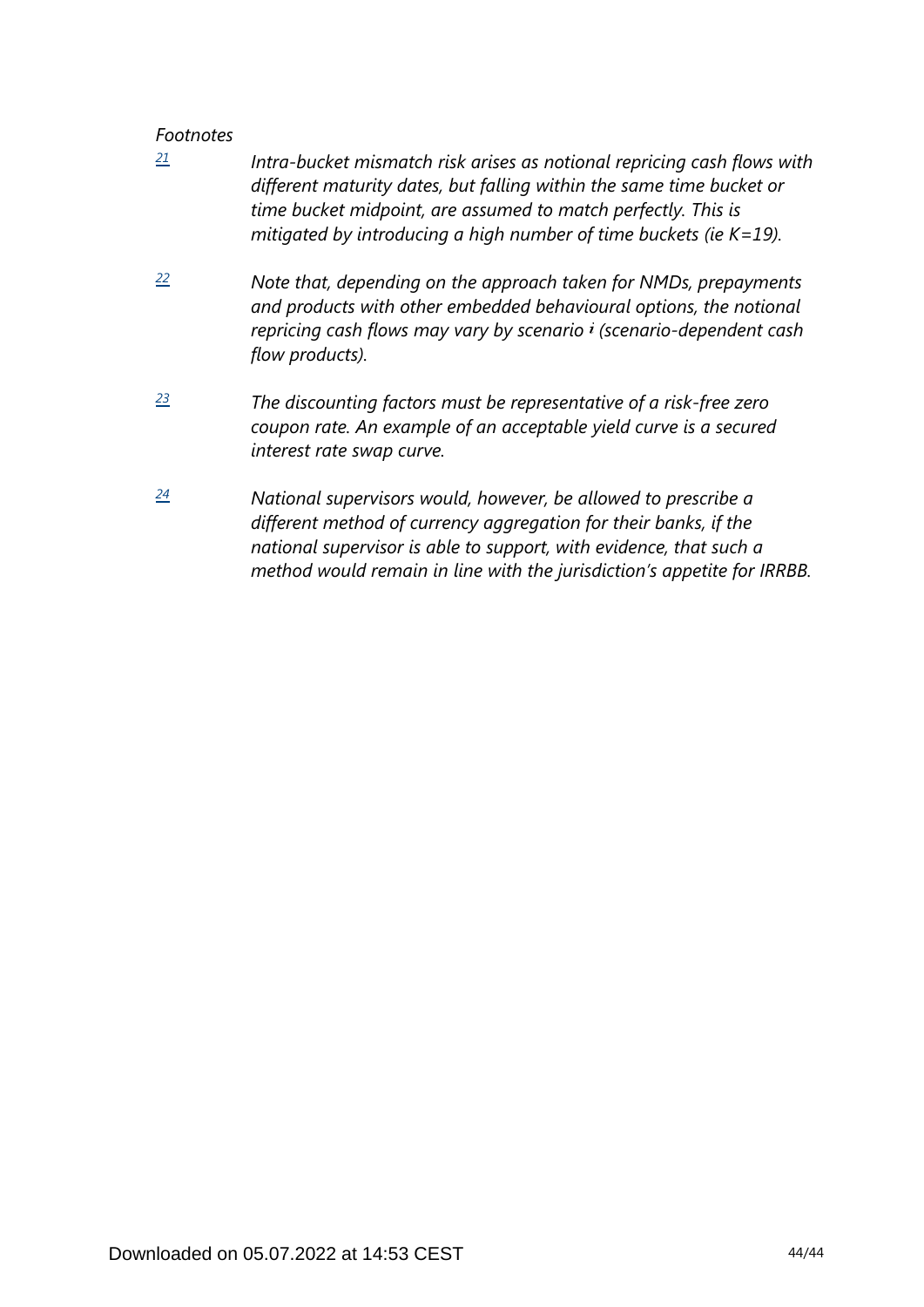*Footnotes*

[21] *Intra-bucket mismatch risk arises as notional repricing cash flows with different maturity dates, but falling within the same time bucket or time bucket midpoint, are assumed to match perfectly. This is mitigated by introducing a high number of time buckets (ie K=19).*

[22] *Note that, depending on the approach taken for NMDs, prepayments and products with other embedded behavioural options, the notional repricing cash flows may vary by scenario $i$ (scenario-dependent cash flow products).*

[23] *The discounting factors must be representative of a risk-free zero coupon rate. An example of an acceptable yield curve is a secured interest rate swap curve.*

[24] *National supervisors would, however, be allowed to prescribe a different method of currency aggregation for their banks, if the national supervisor is able to support, with evidence, that such a method would remain in line with the jurisdiction's appetite for IRRBB.*